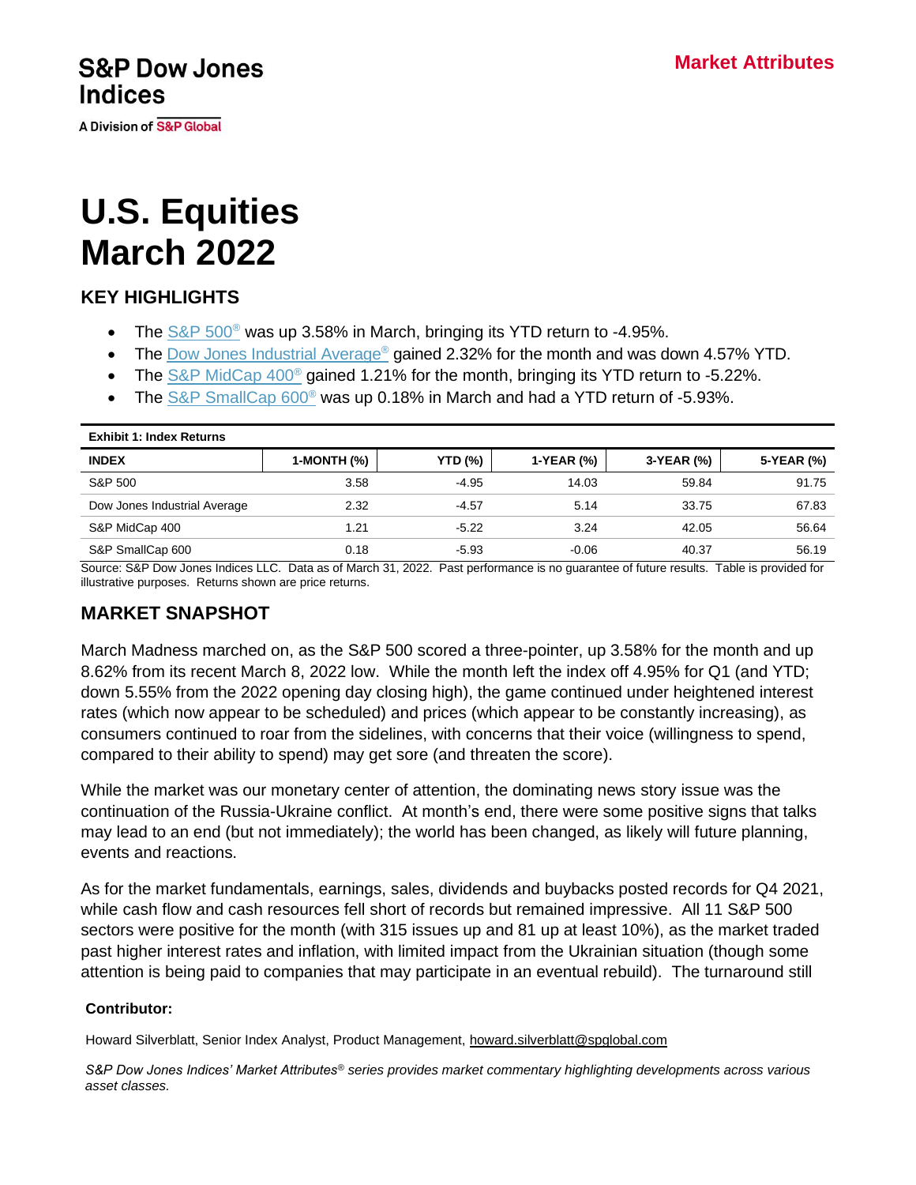S&P Dow Jones Indices

A Division of S&P Global

**Market Attributes**

# U.S. Equities March 2022

## KEY HIGHLIGHTS

- The S&P 500® was up 3.58% in March, bringing its YTD return to -4.95%.
- The Dow Jones Industrial Average® gained 2.32% for the month and was down 4.57% YTD.
- The S&P MidCap 400® gained 1.21% for the month, bringing its YTD return to -5.22%.
- The S&P SmallCap 600® was up 0.18% in March and had a YTD return of -5.93%.

**Exhibit 1: Index Returns**

| INDEX | 1-MONTH (%) | YTD (%) | 1-YEAR (%) | 3-YEAR (%) | 5-YEAR (%) |
|---|---|---|---|---|---|
| S&P 500 | 3.58 | -4.95 | 14.03 | 59.84 | 91.75 |
| Dow Jones Industrial Average | 2.32 | -4.57 | 5.14 | 33.75 | 67.83 |
| S&P MidCap 400 | 1.21 | -5.22 | 3.24 | 42.05 | 56.64 |
| S&P SmallCap 600 | 0.18 | -5.93 | -0.06 | 40.37 | 56.19 |

Source: S&P Dow Jones Indices LLC. Data as of March 31, 2022. Past performance is no guarantee of future results. Table is provided for illustrative purposes. Returns shown are price returns.

## MARKET SNAPSHOT

March Madness marched on, as the S&P 500 scored a three-pointer, up 3.58% for the month and up 8.62% from its recent March 8, 2022 low. While the month left the index off 4.95% for Q1 (and YTD; down 5.55% from the 2022 opening day closing high), the game continued under heightened interest rates (which now appear to be scheduled) and prices (which appear to be constantly increasing), as consumers continued to roar from the sidelines, with concerns that their voice (willingness to spend, compared to their ability to spend) may get sore (and threaten the score).

While the market was our monetary center of attention, the dominating news story issue was the continuation of the Russia-Ukraine conflict. At month's end, there were some positive signs that talks may lead to an end (but not immediately); the world has been changed, as likely will future planning, events and reactions.

As for the market fundamentals, earnings, sales, dividends and buybacks posted records for Q4 2021, while cash flow and cash resources fell short of records but remained impressive. All 11 S&P 500 sectors were positive for the month (with 315 issues up and 81 up at least 10%), as the market traded past higher interest rates and inflation, with limited impact from the Ukrainian situation (though some attention is being paid to companies that may participate in an eventual rebuild). The turnaround still

**Contributor:**

Howard Silverblatt, Senior Index Analyst, Product Management, howard.silverblatt@spglobal.com

*S&P Dow Jones Indices' Market Attributes® series provides market commentary highlighting developments across various asset classes.*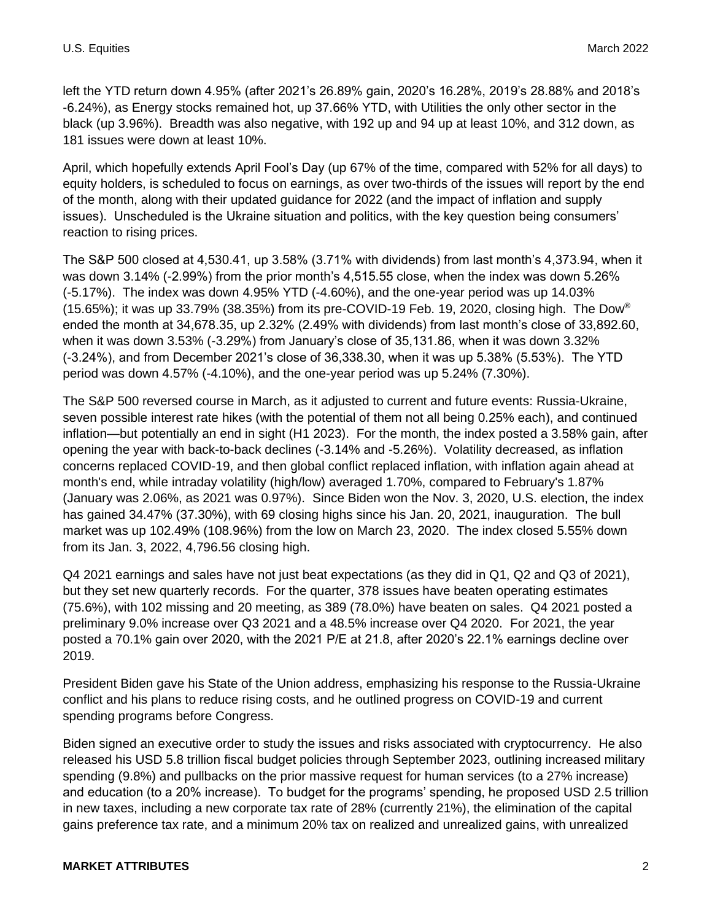left the YTD return down 4.95% (after 2021's 26.89% gain, 2020's 16.28%, 2019's 28.88% and 2018's -6.24%), as Energy stocks remained hot, up 37.66% YTD, with Utilities the only other sector in the black (up 3.96%). Breadth was also negative, with 192 up and 94 up at least 10%, and 312 down, as 181 issues were down at least 10%.

April, which hopefully extends April Fool's Day (up 67% of the time, compared with 52% for all days) to equity holders, is scheduled to focus on earnings, as over two-thirds of the issues will report by the end of the month, along with their updated guidance for 2022 (and the impact of inflation and supply issues). Unscheduled is the Ukraine situation and politics, with the key question being consumers' reaction to rising prices.

The S&P 500 closed at 4,530.41, up 3.58% (3.71% with dividends) from last month's 4,373.94, when it was down 3.14% (-2.99%) from the prior month's 4,515.55 close, when the index was down 5.26% (-5.17%). The index was down 4.95% YTD (-4.60%), and the one-year period was up 14.03% (15.65%); it was up 33.79% (38.35%) from its pre-COVID-19 Feb. 19, 2020, closing high. The Dow® ended the month at 34,678.35, up 2.32% (2.49% with dividends) from last month's close of 33,892.60, when it was down 3.53% (-3.29%) from January's close of 35,131.86, when it was down 3.32% (-3.24%), and from December 2021's close of 36,338.30, when it was up 5.38% (5.53%). The YTD period was down 4.57% (-4.10%), and the one-year period was up 5.24% (7.30%).

The S&P 500 reversed course in March, as it adjusted to current and future events: Russia-Ukraine, seven possible interest rate hikes (with the potential of them not all being 0.25% each), and continued inflation—but potentially an end in sight (H1 2023). For the month, the index posted a 3.58% gain, after opening the year with back-to-back declines (-3.14% and -5.26%). Volatility decreased, as inflation concerns replaced COVID-19, and then global conflict replaced inflation, with inflation again ahead at month's end, while intraday volatility (high/low) averaged 1.70%, compared to February's 1.87% (January was 2.06%, as 2021 was 0.97%). Since Biden won the Nov. 3, 2020, U.S. election, the index has gained 34.47% (37.30%), with 69 closing highs since his Jan. 20, 2021, inauguration. The bull market was up 102.49% (108.96%) from the low on March 23, 2020. The index closed 5.55% down from its Jan. 3, 2022, 4,796.56 closing high.

Q4 2021 earnings and sales have not just beat expectations (as they did in Q1, Q2 and Q3 of 2021), but they set new quarterly records. For the quarter, 378 issues have beaten operating estimates (75.6%), with 102 missing and 20 meeting, as 389 (78.0%) have beaten on sales. Q4 2021 posted a preliminary 9.0% increase over Q3 2021 and a 48.5% increase over Q4 2020. For 2021, the year posted a 70.1% gain over 2020, with the 2021 P/E at 21.8, after 2020's 22.1% earnings decline over 2019.

President Biden gave his State of the Union address, emphasizing his response to the Russia-Ukraine conflict and his plans to reduce rising costs, and he outlined progress on COVID-19 and current spending programs before Congress.

Biden signed an executive order to study the issues and risks associated with cryptocurrency. He also released his USD 5.8 trillion fiscal budget policies through September 2023, outlining increased military spending (9.8%) and pullbacks on the prior massive request for human services (to a 27% increase) and education (to a 20% increase). To budget for the programs' spending, he proposed USD 2.5 trillion in new taxes, including a new corporate tax rate of 28% (currently 21%), the elimination of the capital gains preference tax rate, and a minimum 20% tax on realized and unrealized gains, with unrealized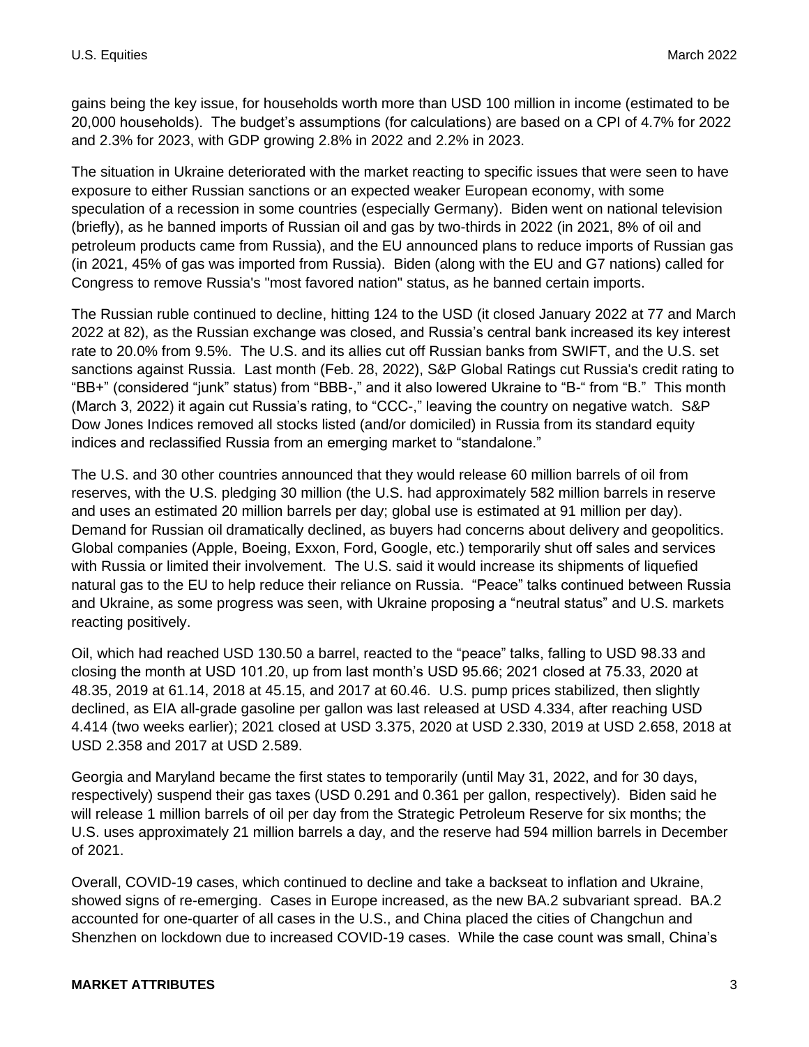gains being the key issue, for households worth more than USD 100 million in income (estimated to be 20,000 households). The budget's assumptions (for calculations) are based on a CPI of 4.7% for 2022 and 2.3% for 2023, with GDP growing 2.8% in 2022 and 2.2% in 2023.

The situation in Ukraine deteriorated with the market reacting to specific issues that were seen to have exposure to either Russian sanctions or an expected weaker European economy, with some speculation of a recession in some countries (especially Germany). Biden went on national television (briefly), as he banned imports of Russian oil and gas by two-thirds in 2022 (in 2021, 8% of oil and petroleum products came from Russia), and the EU announced plans to reduce imports of Russian gas (in 2021, 45% of gas was imported from Russia). Biden (along with the EU and G7 nations) called for Congress to remove Russia's "most favored nation" status, as he banned certain imports.

The Russian ruble continued to decline, hitting 124 to the USD (it closed January 2022 at 77 and March 2022 at 82), as the Russian exchange was closed, and Russia's central bank increased its key interest rate to 20.0% from 9.5%. The U.S. and its allies cut off Russian banks from SWIFT, and the U.S. set sanctions against Russia. Last month (Feb. 28, 2022), S&P Global Ratings cut Russia's credit rating to "BB+" (considered "junk" status) from "BBB-," and it also lowered Ukraine to "B-" from "B." This month (March 3, 2022) it again cut Russia's rating, to "CCC-," leaving the country on negative watch. S&P Dow Jones Indices removed all stocks listed (and/or domiciled) in Russia from its standard equity indices and reclassified Russia from an emerging market to "standalone."

The U.S. and 30 other countries announced that they would release 60 million barrels of oil from reserves, with the U.S. pledging 30 million (the U.S. had approximately 582 million barrels in reserve and uses an estimated 20 million barrels per day; global use is estimated at 91 million per day). Demand for Russian oil dramatically declined, as buyers had concerns about delivery and geopolitics. Global companies (Apple, Boeing, Exxon, Ford, Google, etc.) temporarily shut off sales and services with Russia or limited their involvement. The U.S. said it would increase its shipments of liquefied natural gas to the EU to help reduce their reliance on Russia. "Peace" talks continued between Russia and Ukraine, as some progress was seen, with Ukraine proposing a "neutral status" and U.S. markets reacting positively.

Oil, which had reached USD 130.50 a barrel, reacted to the "peace" talks, falling to USD 98.33 and closing the month at USD 101.20, up from last month's USD 95.66; 2021 closed at 75.33, 2020 at 48.35, 2019 at 61.14, 2018 at 45.15, and 2017 at 60.46. U.S. pump prices stabilized, then slightly declined, as EIA all-grade gasoline per gallon was last released at USD 4.334, after reaching USD 4.414 (two weeks earlier); 2021 closed at USD 3.375, 2020 at USD 2.330, 2019 at USD 2.658, 2018 at USD 2.358 and 2017 at USD 2.589.

Georgia and Maryland became the first states to temporarily (until May 31, 2022, and for 30 days, respectively) suspend their gas taxes (USD 0.291 and 0.361 per gallon, respectively). Biden said he will release 1 million barrels of oil per day from the Strategic Petroleum Reserve for six months; the U.S. uses approximately 21 million barrels a day, and the reserve had 594 million barrels in December of 2021.

Overall, COVID-19 cases, which continued to decline and take a backseat to inflation and Ukraine, showed signs of re-emerging. Cases in Europe increased, as the new BA.2 subvariant spread. BA.2 accounted for one-quarter of all cases in the U.S., and China placed the cities of Changchun and Shenzhen on lockdown due to increased COVID-19 cases. While the case count was small, China's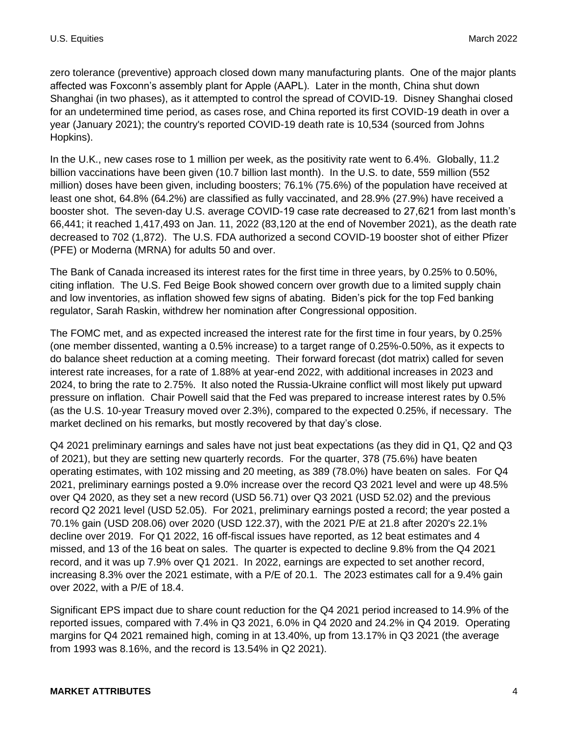zero tolerance (preventive) approach closed down many manufacturing plants. One of the major plants affected was Foxconn's assembly plant for Apple (AAPL). Later in the month, China shut down Shanghai (in two phases), as it attempted to control the spread of COVID-19. Disney Shanghai closed for an undetermined time period, as cases rose, and China reported its first COVID-19 death in over a year (January 2021); the country's reported COVID-19 death rate is 10,534 (sourced from Johns Hopkins).

In the U.K., new cases rose to 1 million per week, as the positivity rate went to 6.4%. Globally, 11.2 billion vaccinations have been given (10.7 billion last month). In the U.S. to date, 559 million (552 million) doses have been given, including boosters; 76.1% (75.6%) of the population have received at least one shot, 64.8% (64.2%) are classified as fully vaccinated, and 28.9% (27.9%) have received a booster shot. The seven-day U.S. average COVID-19 case rate decreased to 27,621 from last month's 66,441; it reached 1,417,493 on Jan. 11, 2022 (83,120 at the end of November 2021), as the death rate decreased to 702 (1,872). The U.S. FDA authorized a second COVID-19 booster shot of either Pfizer (PFE) or Moderna (MRNA) for adults 50 and over.

The Bank of Canada increased its interest rates for the first time in three years, by 0.25% to 0.50%, citing inflation. The U.S. Fed Beige Book showed concern over growth due to a limited supply chain and low inventories, as inflation showed few signs of abating. Biden's pick for the top Fed banking regulator, Sarah Raskin, withdrew her nomination after Congressional opposition.

The FOMC met, and as expected increased the interest rate for the first time in four years, by 0.25% (one member dissented, wanting a 0.5% increase) to a target range of 0.25%-0.50%, as it expects to do balance sheet reduction at a coming meeting. Their forward forecast (dot matrix) called for seven interest rate increases, for a rate of 1.88% at year-end 2022, with additional increases in 2023 and 2024, to bring the rate to 2.75%. It also noted the Russia-Ukraine conflict will most likely put upward pressure on inflation. Chair Powell said that the Fed was prepared to increase interest rates by 0.5% (as the U.S. 10-year Treasury moved over 2.3%), compared to the expected 0.25%, if necessary. The market declined on his remarks, but mostly recovered by that day's close.

Q4 2021 preliminary earnings and sales have not just beat expectations (as they did in Q1, Q2 and Q3 of 2021), but they are setting new quarterly records. For the quarter, 378 (75.6%) have beaten operating estimates, with 102 missing and 20 meeting, as 389 (78.0%) have beaten on sales. For Q4 2021, preliminary earnings posted a 9.0% increase over the record Q3 2021 level and were up 48.5% over Q4 2020, as they set a new record (USD 56.71) over Q3 2021 (USD 52.02) and the previous record Q2 2021 level (USD 52.05). For 2021, preliminary earnings posted a record; the year posted a 70.1% gain (USD 208.06) over 2020 (USD 122.37), with the 2021 P/E at 21.8 after 2020's 22.1% decline over 2019. For Q1 2022, 16 off-fiscal issues have reported, as 12 beat estimates and 4 missed, and 13 of the 16 beat on sales. The quarter is expected to decline 9.8% from the Q4 2021 record, and it was up 7.9% over Q1 2021. In 2022, earnings are expected to set another record, increasing 8.3% over the 2021 estimate, with a P/E of 20.1. The 2023 estimates call for a 9.4% gain over 2022, with a P/E of 18.4.

Significant EPS impact due to share count reduction for the Q4 2021 period increased to 14.9% of the reported issues, compared with 7.4% in Q3 2021, 6.0% in Q4 2020 and 24.2% in Q4 2019. Operating margins for Q4 2021 remained high, coming in at 13.40%, up from 13.17% in Q3 2021 (the average from 1993 was 8.16%, and the record is 13.54% in Q2 2021).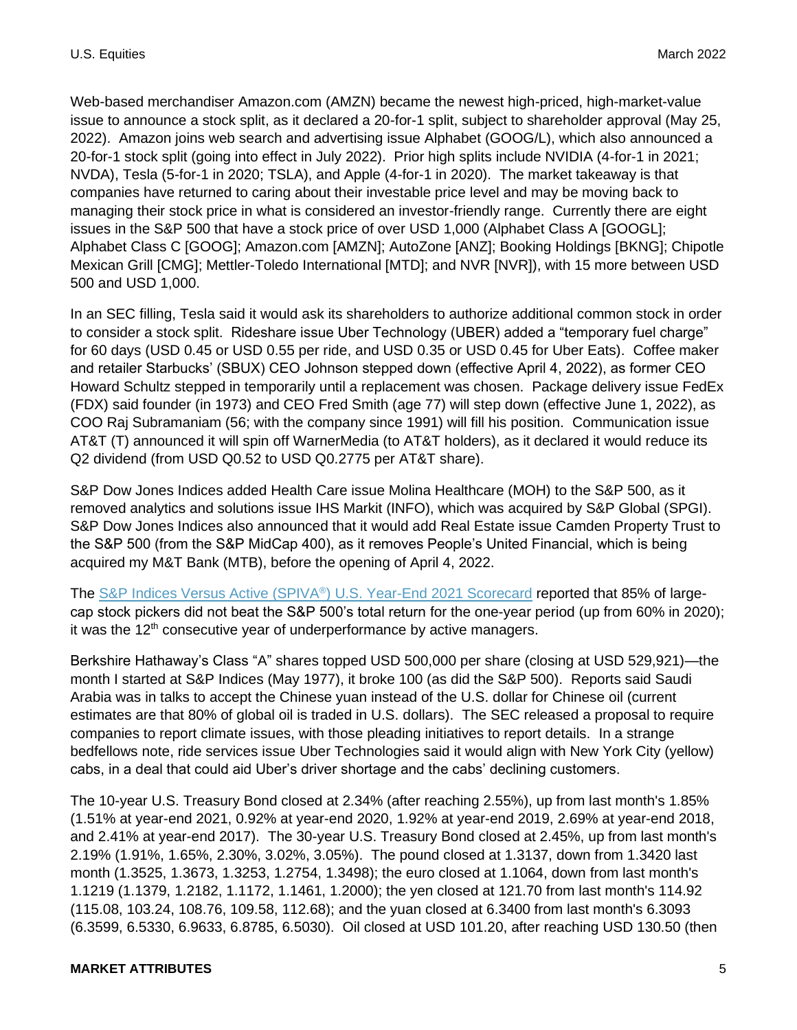Web-based merchandiser Amazon.com (AMZN) became the newest high-priced, high-market-value issue to announce a stock split, as it declared a 20-for-1 split, subject to shareholder approval (May 25, 2022). Amazon joins web search and advertising issue Alphabet (GOOG/L), which also announced a 20-for-1 stock split (going into effect in July 2022). Prior high splits include NVIDIA (4-for-1 in 2021; NVDA), Tesla (5-for-1 in 2020; TSLA), and Apple (4-for-1 in 2020). The market takeaway is that companies have returned to caring about their investable price level and may be moving back to managing their stock price in what is considered an investor-friendly range. Currently there are eight issues in the S&P 500 that have a stock price of over USD 1,000 (Alphabet Class A [GOOGL]; Alphabet Class C [GOOG]; Amazon.com [AMZN]; AutoZone [ANZ]; Booking Holdings [BKNG]; Chipotle Mexican Grill [CMG]; Mettler-Toledo International [MTD]; and NVR [NVR]), with 15 more between USD 500 and USD 1,000.

In an SEC filling, Tesla said it would ask its shareholders to authorize additional common stock in order to consider a stock split. Rideshare issue Uber Technology (UBER) added a "temporary fuel charge" for 60 days (USD 0.45 or USD 0.55 per ride, and USD 0.35 or USD 0.45 for Uber Eats). Coffee maker and retailer Starbucks' (SBUX) CEO Johnson stepped down (effective April 4, 2022), as former CEO Howard Schultz stepped in temporarily until a replacement was chosen. Package delivery issue FedEx (FDX) said founder (in 1973) and CEO Fred Smith (age 77) will step down (effective June 1, 2022), as COO Raj Subramaniam (56; with the company since 1991) will fill his position. Communication issue AT&T (T) announced it will spin off WarnerMedia (to AT&T holders), as it declared it would reduce its Q2 dividend (from USD Q0.52 to USD Q0.2775 per AT&T share).

S&P Dow Jones Indices added Health Care issue Molina Healthcare (MOH) to the S&P 500, as it removed analytics and solutions issue IHS Markit (INFO), which was acquired by S&P Global (SPGI). S&P Dow Jones Indices also announced that it would add Real Estate issue Camden Property Trust to the S&P 500 (from the S&P MidCap 400), as it removes People's United Financial, which is being acquired my M&T Bank (MTB), before the opening of April 4, 2022.

The S&P Indices Versus Active (SPIVA®) U.S. Year-End 2021 Scorecard reported that 85% of large-cap stock pickers did not beat the S&P 500's total return for the one-year period (up from 60% in 2020); it was the 12th consecutive year of underperformance by active managers.

Berkshire Hathaway's Class "A" shares topped USD 500,000 per share (closing at USD 529,921)—the month I started at S&P Indices (May 1977), it broke 100 (as did the S&P 500). Reports said Saudi Arabia was in talks to accept the Chinese yuan instead of the U.S. dollar for Chinese oil (current estimates are that 80% of global oil is traded in U.S. dollars). The SEC released a proposal to require companies to report climate issues, with those pleading initiatives to report details. In a strange bedfellows note, ride services issue Uber Technologies said it would align with New York City (yellow) cabs, in a deal that could aid Uber's driver shortage and the cabs' declining customers.

The 10-year U.S. Treasury Bond closed at 2.34% (after reaching 2.55%), up from last month's 1.85% (1.51% at year-end 2021, 0.92% at year-end 2020, 1.92% at year-end 2019, 2.69% at year-end 2018, and 2.41% at year-end 2017). The 30-year U.S. Treasury Bond closed at 2.45%, up from last month's 2.19% (1.91%, 1.65%, 2.30%, 3.02%, 3.05%). The pound closed at 1.3137, down from 1.3420 last month (1.3525, 1.3673, 1.3253, 1.2754, 1.3498); the euro closed at 1.1064, down from last month's 1.1219 (1.1379, 1.2182, 1.1172, 1.1461, 1.2000); the yen closed at 121.70 from last month's 114.92 (115.08, 103.24, 108.76, 109.58, 112.68); and the yuan closed at 6.3400 from last month's 6.3093 (6.3599, 6.5330, 6.9633, 6.8785, 6.5030). Oil closed at USD 101.20, after reaching USD 130.50 (then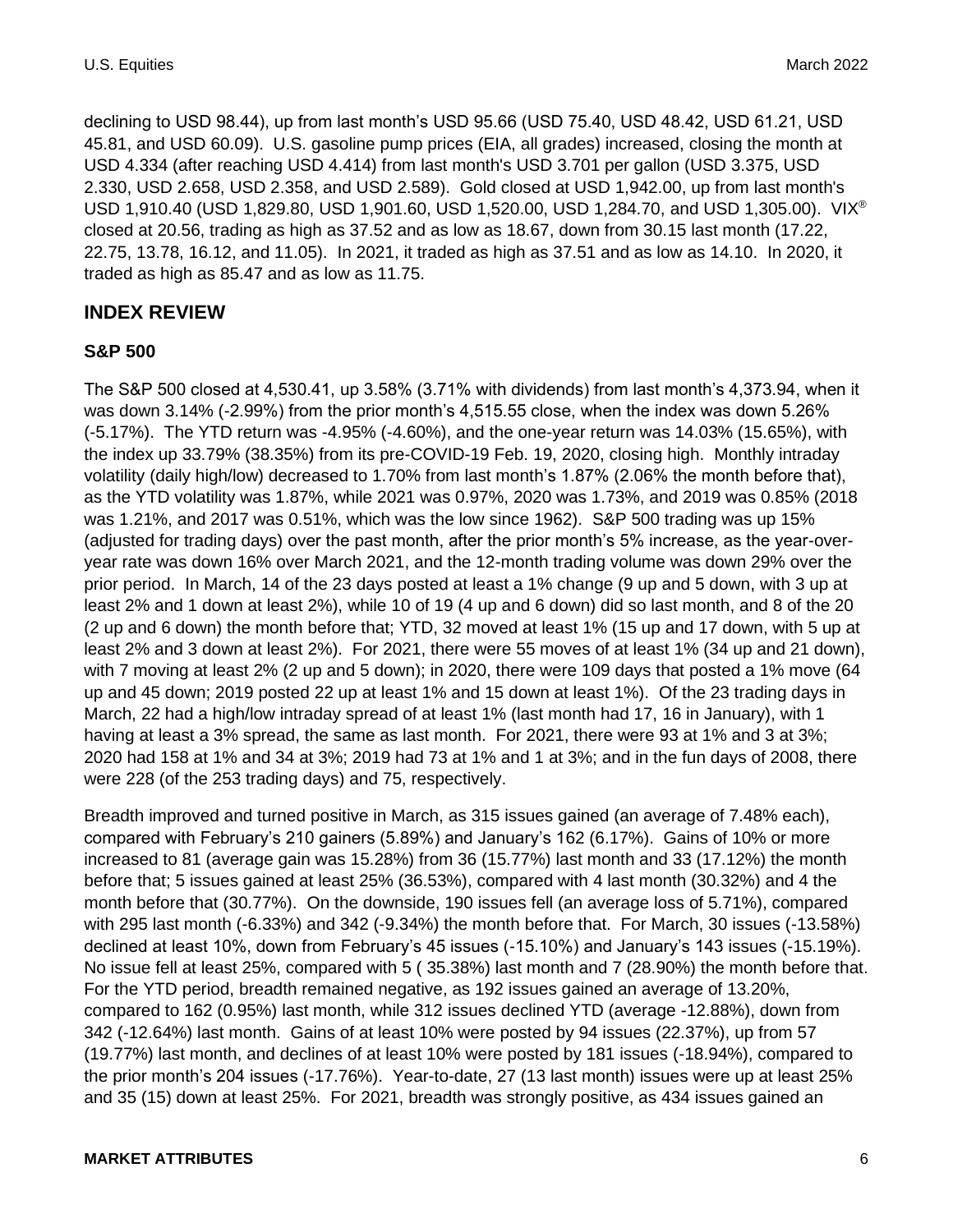declining to USD 98.44), up from last month's USD 95.66 (USD 75.40, USD 48.42, USD 61.21, USD 45.81, and USD 60.09). U.S. gasoline pump prices (EIA, all grades) increased, closing the month at USD 4.334 (after reaching USD 4.414) from last month's USD 3.701 per gallon (USD 3.375, USD 2.330, USD 2.658, USD 2.358, and USD 2.589). Gold closed at USD 1,942.00, up from last month's USD 1,910.40 (USD 1,829.80, USD 1,901.60, USD 1,520.00, USD 1,284.70, and USD 1,305.00). VIX® closed at 20.56, trading as high as 37.52 and as low as 18.67, down from 30.15 last month (17.22, 22.75, 13.78, 16.12, and 11.05). In 2021, it traded as high as 37.51 and as low as 14.10. In 2020, it traded as high as 85.47 and as low as 11.75.

## INDEX REVIEW

### S&P 500

The S&P 500 closed at 4,530.41, up 3.58% (3.71% with dividends) from last month's 4,373.94, when it was down 3.14% (-2.99%) from the prior month's 4,515.55 close, when the index was down 5.26% (-5.17%). The YTD return was -4.95% (-4.60%), and the one-year return was 14.03% (15.65%), with the index up 33.79% (38.35%) from its pre-COVID-19 Feb. 19, 2020, closing high. Monthly intraday volatility (daily high/low) decreased to 1.70% from last month's 1.87% (2.06% the month before that), as the YTD volatility was 1.87%, while 2021 was 0.97%, 2020 was 1.73%, and 2019 was 0.85% (2018 was 1.21%, and 2017 was 0.51%, which was the low since 1962). S&P 500 trading was up 15% (adjusted for trading days) over the past month, after the prior month's 5% increase, as the year-over-year rate was down 16% over March 2021, and the 12-month trading volume was down 29% over the prior period. In March, 14 of the 23 days posted at least a 1% change (9 up and 5 down, with 3 up at least 2% and 1 down at least 2%), while 10 of 19 (4 up and 6 down) did so last month, and 8 of the 20 (2 up and 6 down) the month before that; YTD, 32 moved at least 1% (15 up and 17 down, with 5 up at least 2% and 3 down at least 2%). For 2021, there were 55 moves of at least 1% (34 up and 21 down), with 7 moving at least 2% (2 up and 5 down); in 2020, there were 109 days that posted a 1% move (64 up and 45 down; 2019 posted 22 up at least 1% and 15 down at least 1%). Of the 23 trading days in March, 22 had a high/low intraday spread of at least 1% (last month had 17, 16 in January), with 1 having at least a 3% spread, the same as last month. For 2021, there were 93 at 1% and 3 at 3%; 2020 had 158 at 1% and 34 at 3%; 2019 had 73 at 1% and 1 at 3%; and in the fun days of 2008, there were 228 (of the 253 trading days) and 75, respectively.

Breadth improved and turned positive in March, as 315 issues gained (an average of 7.48% each), compared with February's 210 gainers (5.89%) and January's 162 (6.17%). Gains of 10% or more increased to 81 (average gain was 15.28%) from 36 (15.77%) last month and 33 (17.12%) the month before that; 5 issues gained at least 25% (36.53%), compared with 4 last month (30.32%) and 4 the month before that (30.77%). On the downside, 190 issues fell (an average loss of 5.71%), compared with 295 last month (-6.33%) and 342 (-9.34%) the month before that. For March, 30 issues (-13.58%) declined at least 10%, down from February's 45 issues (-15.10%) and January's 143 issues (-15.19%). No issue fell at least 25%, compared with 5 ( 35.38%) last month and 7 (28.90%) the month before that. For the YTD period, breadth remained negative, as 192 issues gained an average of 13.20%, compared to 162 (0.95%) last month, while 312 issues declined YTD (average -12.88%), down from 342 (-12.64%) last month. Gains of at least 10% were posted by 94 issues (22.37%), up from 57 (19.77%) last month, and declines of at least 10% were posted by 181 issues (-18.94%), compared to the prior month's 204 issues (-17.76%). Year-to-date, 27 (13 last month) issues were up at least 25% and 35 (15) down at least 25%. For 2021, breadth was strongly positive, as 434 issues gained an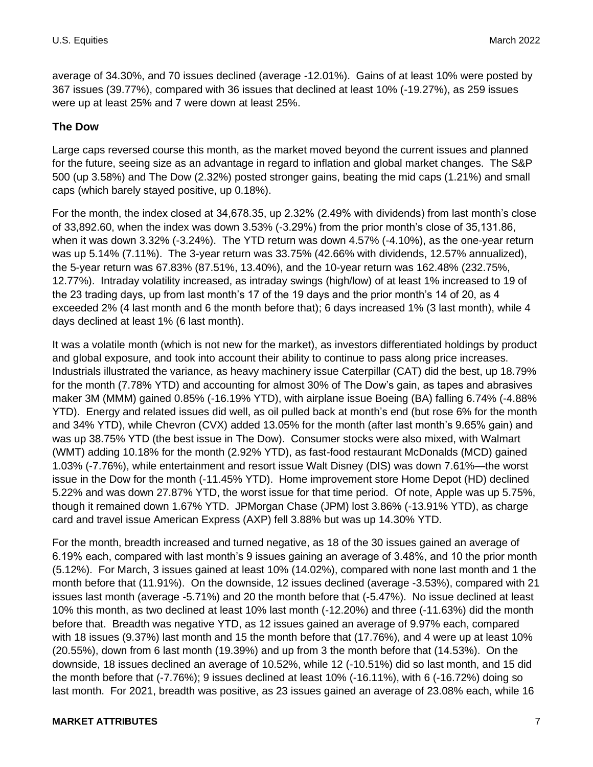average of 34.30%, and 70 issues declined (average -12.01%). Gains of at least 10% were posted by 367 issues (39.77%), compared with 36 issues that declined at least 10% (-19.27%), as 259 issues were up at least 25% and 7 were down at least 25%.

### The Dow

Large caps reversed course this month, as the market moved beyond the current issues and planned for the future, seeing size as an advantage in regard to inflation and global market changes. The S&P 500 (up 3.58%) and The Dow (2.32%) posted stronger gains, beating the mid caps (1.21%) and small caps (which barely stayed positive, up 0.18%).

For the month, the index closed at 34,678.35, up 2.32% (2.49% with dividends) from last month's close of 33,892.60, when the index was down 3.53% (-3.29%) from the prior month's close of 35,131.86, when it was down 3.32% (-3.24%). The YTD return was down 4.57% (-4.10%), as the one-year return was up 5.14% (7.11%). The 3-year return was 33.75% (42.66% with dividends, 12.57% annualized), the 5-year return was 67.83% (87.51%, 13.40%), and the 10-year return was 162.48% (232.75%, 12.77%). Intraday volatility increased, as intraday swings (high/low) of at least 1% increased to 19 of the 23 trading days, up from last month's 17 of the 19 days and the prior month's 14 of 20, as 4 exceeded 2% (4 last month and 6 the month before that); 6 days increased 1% (3 last month), while 4 days declined at least 1% (6 last month).

It was a volatile month (which is not new for the market), as investors differentiated holdings by product and global exposure, and took into account their ability to continue to pass along price increases. Industrials illustrated the variance, as heavy machinery issue Caterpillar (CAT) did the best, up 18.79% for the month (7.78% YTD) and accounting for almost 30% of The Dow's gain, as tapes and abrasives maker 3M (MMM) gained 0.85% (-16.19% YTD), with airplane issue Boeing (BA) falling 6.74% (-4.88% YTD). Energy and related issues did well, as oil pulled back at month's end (but rose 6% for the month and 34% YTD), while Chevron (CVX) added 13.05% for the month (after last month's 9.65% gain) and was up 38.75% YTD (the best issue in The Dow). Consumer stocks were also mixed, with Walmart (WMT) adding 10.18% for the month (2.92% YTD), as fast-food restaurant McDonalds (MCD) gained 1.03% (-7.76%), while entertainment and resort issue Walt Disney (DIS) was down 7.61%—the worst issue in the Dow for the month (-11.45% YTD). Home improvement store Home Depot (HD) declined 5.22% and was down 27.87% YTD, the worst issue for that time period. Of note, Apple was up 5.75%, though it remained down 1.67% YTD. JPMorgan Chase (JPM) lost 3.86% (-13.91% YTD), as charge card and travel issue American Express (AXP) fell 3.88% but was up 14.30% YTD.

For the month, breadth increased and turned negative, as 18 of the 30 issues gained an average of 6.19% each, compared with last month's 9 issues gaining an average of 3.48%, and 10 the prior month (5.12%). For March, 3 issues gained at least 10% (14.02%), compared with none last month and 1 the month before that (11.91%). On the downside, 12 issues declined (average -3.53%), compared with 21 issues last month (average -5.71%) and 20 the month before that (-5.47%). No issue declined at least 10% this month, as two declined at least 10% last month (-12.20%) and three (-11.63%) did the month before that. Breadth was negative YTD, as 12 issues gained an average of 9.97% each, compared with 18 issues (9.37%) last month and 15 the month before that (17.76%), and 4 were up at least 10% (20.55%), down from 6 last month (19.39%) and up from 3 the month before that (14.53%). On the downside, 18 issues declined an average of 10.52%, while 12 (-10.51%) did so last month, and 15 did the month before that (-7.76%); 9 issues declined at least 10% (-16.11%), with 6 (-16.72%) doing so last month. For 2021, breadth was positive, as 23 issues gained an average of 23.08% each, while 16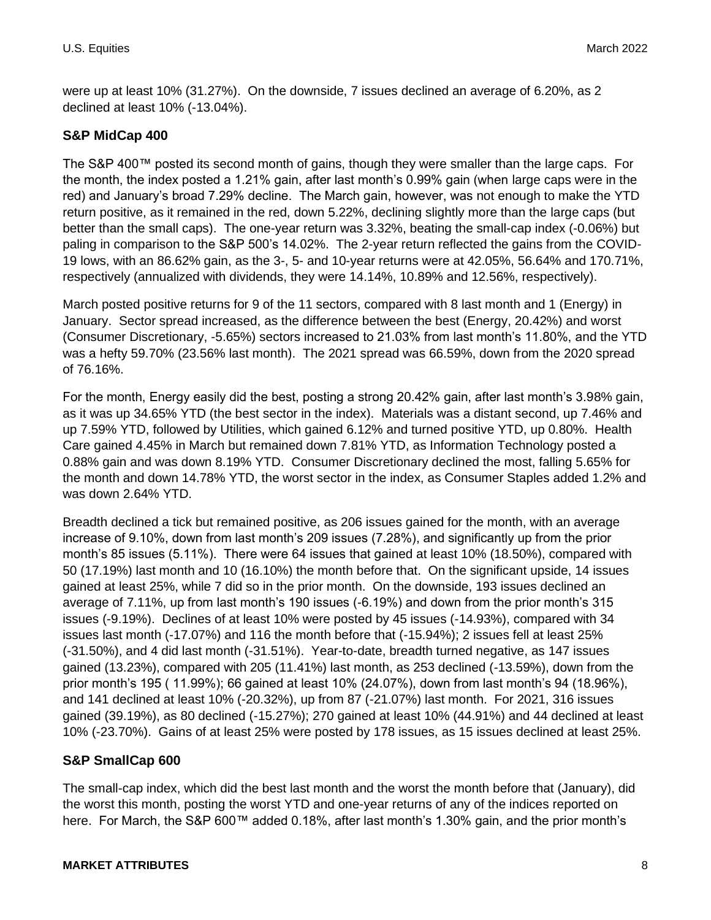were up at least 10% (31.27%). On the downside, 7 issues declined an average of 6.20%, as 2 declined at least 10% (-13.04%).

## S&P MidCap 400

The S&P 400™ posted its second month of gains, though they were smaller than the large caps. For the month, the index posted a 1.21% gain, after last month's 0.99% gain (when large caps were in the red) and January's broad 7.29% decline. The March gain, however, was not enough to make the YTD return positive, as it remained in the red, down 5.22%, declining slightly more than the large caps (but better than the small caps). The one-year return was 3.32%, beating the small-cap index (-0.06%) but paling in comparison to the S&P 500's 14.02%. The 2-year return reflected the gains from the COVID-19 lows, with an 86.62% gain, as the 3-, 5- and 10-year returns were at 42.05%, 56.64% and 170.71%, respectively (annualized with dividends, they were 14.14%, 10.89% and 12.56%, respectively).

March posted positive returns for 9 of the 11 sectors, compared with 8 last month and 1 (Energy) in January. Sector spread increased, as the difference between the best (Energy, 20.42%) and worst (Consumer Discretionary, -5.65%) sectors increased to 21.03% from last month's 11.80%, and the YTD was a hefty 59.70% (23.56% last month). The 2021 spread was 66.59%, down from the 2020 spread of 76.16%.

For the month, Energy easily did the best, posting a strong 20.42% gain, after last month's 3.98% gain, as it was up 34.65% YTD (the best sector in the index). Materials was a distant second, up 7.46% and up 7.59% YTD, followed by Utilities, which gained 6.12% and turned positive YTD, up 0.80%. Health Care gained 4.45% in March but remained down 7.81% YTD, as Information Technology posted a 0.88% gain and was down 8.19% YTD. Consumer Discretionary declined the most, falling 5.65% for the month and down 14.78% YTD, the worst sector in the index, as Consumer Staples added 1.2% and was down 2.64% YTD.

Breadth declined a tick but remained positive, as 206 issues gained for the month, with an average increase of 9.10%, down from last month's 209 issues (7.28%), and significantly up from the prior month's 85 issues (5.11%). There were 64 issues that gained at least 10% (18.50%), compared with 50 (17.19%) last month and 10 (16.10%) the month before that. On the significant upside, 14 issues gained at least 25%, while 7 did so in the prior month. On the downside, 193 issues declined an average of 7.11%, up from last month's 190 issues (-6.19%) and down from the prior month's 315 issues (-9.19%). Declines of at least 10% were posted by 45 issues (-14.93%), compared with 34 issues last month (-17.07%) and 116 the month before that (-15.94%); 2 issues fell at least 25% (-31.50%), and 4 did last month (-31.51%). Year-to-date, breadth turned negative, as 147 issues gained (13.23%), compared with 205 (11.41%) last month, as 253 declined (-13.59%), down from the prior month's 195 ( 11.99%); 66 gained at least 10% (24.07%), down from last month's 94 (18.96%), and 141 declined at least 10% (-20.32%), up from 87 (-21.07%) last month. For 2021, 316 issues gained (39.19%), as 80 declined (-15.27%); 270 gained at least 10% (44.91%) and 44 declined at least 10% (-23.70%). Gains of at least 25% were posted by 178 issues, as 15 issues declined at least 25%.

## S&P SmallCap 600

The small-cap index, which did the best last month and the worst the month before that (January), did the worst this month, posting the worst YTD and one-year returns of any of the indices reported on here. For March, the S&P 600™ added 0.18%, after last month's 1.30% gain, and the prior month's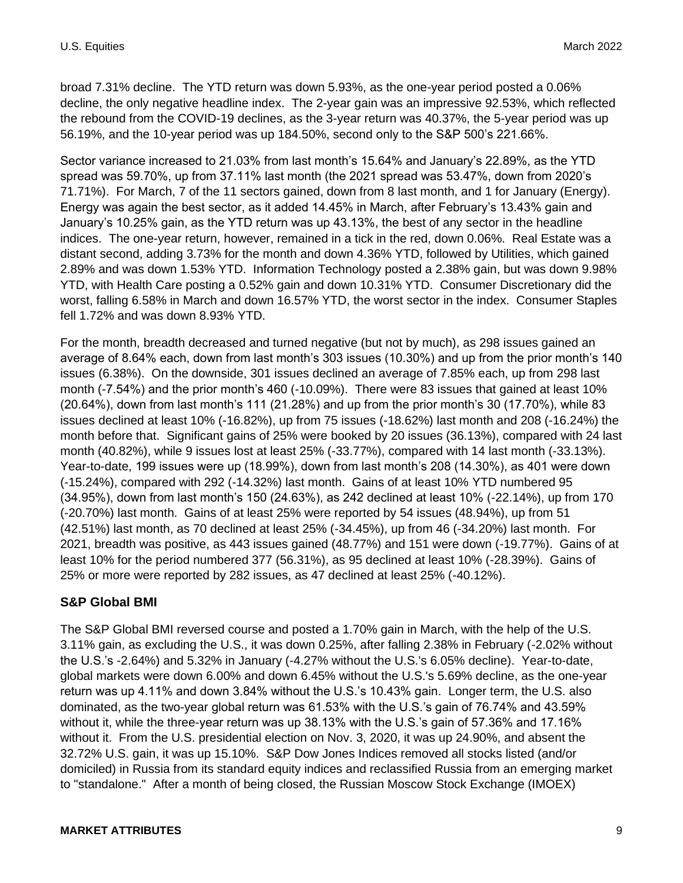broad 7.31% decline. The YTD return was down 5.93%, as the one-year period posted a 0.06% decline, the only negative headline index. The 2-year gain was an impressive 92.53%, which reflected the rebound from the COVID-19 declines, as the 3-year return was 40.37%, the 5-year period was up 56.19%, and the 10-year period was up 184.50%, second only to the S&P 500's 221.66%.

Sector variance increased to 21.03% from last month's 15.64% and January's 22.89%, as the YTD spread was 59.70%, up from 37.11% last month (the 2021 spread was 53.47%, down from 2020's 71.71%). For March, 7 of the 11 sectors gained, down from 8 last month, and 1 for January (Energy). Energy was again the best sector, as it added 14.45% in March, after February's 13.43% gain and January's 10.25% gain, as the YTD return was up 43.13%, the best of any sector in the headline indices. The one-year return, however, remained in a tick in the red, down 0.06%. Real Estate was a distant second, adding 3.73% for the month and down 4.36% YTD, followed by Utilities, which gained 2.89% and was down 1.53% YTD. Information Technology posted a 2.38% gain, but was down 9.98% YTD, with Health Care posting a 0.52% gain and down 10.31% YTD. Consumer Discretionary did the worst, falling 6.58% in March and down 16.57% YTD, the worst sector in the index. Consumer Staples fell 1.72% and was down 8.93% YTD.

For the month, breadth decreased and turned negative (but not by much), as 298 issues gained an average of 8.64% each, down from last month's 303 issues (10.30%) and up from the prior month's 140 issues (6.38%). On the downside, 301 issues declined an average of 7.85% each, up from 298 last month (-7.54%) and the prior month's 460 (-10.09%). There were 83 issues that gained at least 10% (20.64%), down from last month's 111 (21.28%) and up from the prior month's 30 (17.70%), while 83 issues declined at least 10% (-16.82%), up from 75 issues (-18.62%) last month and 208 (-16.24%) the month before that. Significant gains of 25% were booked by 20 issues (36.13%), compared with 24 last month (40.82%), while 9 issues lost at least 25% (-33.77%), compared with 14 last month (-33.13%). Year-to-date, 199 issues were up (18.99%), down from last month's 208 (14.30%), as 401 were down (-15.24%), compared with 292 (-14.32%) last month. Gains of at least 10% YTD numbered 95 (34.95%), down from last month's 150 (24.63%), as 242 declined at least 10% (-22.14%), up from 170 (-20.70%) last month. Gains of at least 25% were reported by 54 issues (48.94%), up from 51 (42.51%) last month, as 70 declined at least 25% (-34.45%), up from 46 (-34.20%) last month. For 2021, breadth was positive, as 443 issues gained (48.77%) and 151 were down (-19.77%). Gains of at least 10% for the period numbered 377 (56.31%), as 95 declined at least 10% (-28.39%). Gains of 25% or more were reported by 282 issues, as 47 declined at least 25% (-40.12%).

### S&P Global BMI

The S&P Global BMI reversed course and posted a 1.70% gain in March, with the help of the U.S. 3.11% gain, as excluding the U.S., it was down 0.25%, after falling 2.38% in February (-2.02% without the U.S.'s -2.64%) and 5.32% in January (-4.27% without the U.S.'s 6.05% decline). Year-to-date, global markets were down 6.00% and down 6.45% without the U.S.'s 5.69% decline, as the one-year return was up 4.11% and down 3.84% without the U.S.'s 10.43% gain. Longer term, the U.S. also dominated, as the two-year global return was 61.53% with the U.S.'s gain of 76.74% and 43.59% without it, while the three-year return was up 38.13% with the U.S.'s gain of 57.36% and 17.16% without it. From the U.S. presidential election on Nov. 3, 2020, it was up 24.90%, and absent the 32.72% U.S. gain, it was up 15.10%. S&P Dow Jones Indices removed all stocks listed (and/or domiciled) in Russia from its standard equity indices and reclassified Russia from an emerging market to "standalone." After a month of being closed, the Russian Moscow Stock Exchange (IMOEX)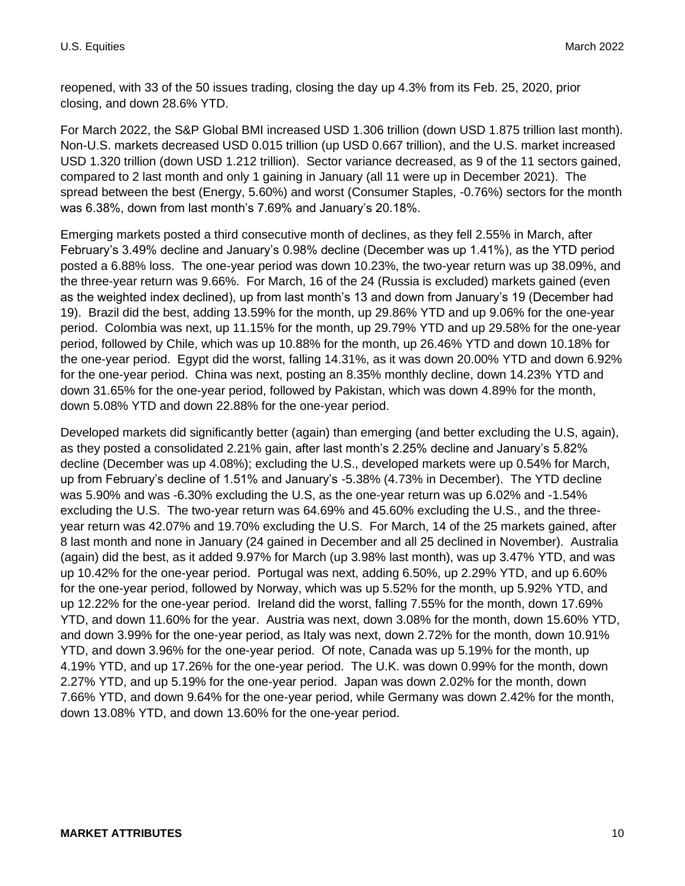reopened, with 33 of the 50 issues trading, closing the day up 4.3% from its Feb. 25, 2020, prior closing, and down 28.6% YTD.

For March 2022, the S&P Global BMI increased USD 1.306 trillion (down USD 1.875 trillion last month). Non-U.S. markets decreased USD 0.015 trillion (up USD 0.667 trillion), and the U.S. market increased USD 1.320 trillion (down USD 1.212 trillion). Sector variance decreased, as 9 of the 11 sectors gained, compared to 2 last month and only 1 gaining in January (all 11 were up in December 2021). The spread between the best (Energy, 5.60%) and worst (Consumer Staples, -0.76%) sectors for the month was 6.38%, down from last month's 7.69% and January's 20.18%.

Emerging markets posted a third consecutive month of declines, as they fell 2.55% in March, after February's 3.49% decline and January's 0.98% decline (December was up 1.41%), as the YTD period posted a 6.88% loss. The one-year period was down 10.23%, the two-year return was up 38.09%, and the three-year return was 9.66%. For March, 16 of the 24 (Russia is excluded) markets gained (even as the weighted index declined), up from last month's 13 and down from January's 19 (December had 19). Brazil did the best, adding 13.59% for the month, up 29.86% YTD and up 9.06% for the one-year period. Colombia was next, up 11.15% for the month, up 29.79% YTD and up 29.58% for the one-year period, followed by Chile, which was up 10.88% for the month, up 26.46% YTD and down 10.18% for the one-year period. Egypt did the worst, falling 14.31%, as it was down 20.00% YTD and down 6.92% for the one-year period. China was next, posting an 8.35% monthly decline, down 14.23% YTD and down 31.65% for the one-year period, followed by Pakistan, which was down 4.89% for the month, down 5.08% YTD and down 22.88% for the one-year period.

Developed markets did significantly better (again) than emerging (and better excluding the U.S, again), as they posted a consolidated 2.21% gain, after last month's 2.25% decline and January's 5.82% decline (December was up 4.08%); excluding the U.S., developed markets were up 0.54% for March, up from February's decline of 1.51% and January's -5.38% (4.73% in December). The YTD decline was 5.90% and was -6.30% excluding the U.S, as the one-year return was up 6.02% and -1.54% excluding the U.S. The two-year return was 64.69% and 45.60% excluding the U.S., and the three-year return was 42.07% and 19.70% excluding the U.S. For March, 14 of the 25 markets gained, after 8 last month and none in January (24 gained in December and all 25 declined in November). Australia (again) did the best, as it added 9.97% for March (up 3.98% last month), was up 3.47% YTD, and was up 10.42% for the one-year period. Portugal was next, adding 6.50%, up 2.29% YTD, and up 6.60% for the one-year period, followed by Norway, which was up 5.52% for the month, up 5.92% YTD, and up 12.22% for the one-year period. Ireland did the worst, falling 7.55% for the month, down 17.69% YTD, and down 11.60% for the year. Austria was next, down 3.08% for the month, down 15.60% YTD, and down 3.99% for the one-year period, as Italy was next, down 2.72% for the month, down 10.91% YTD, and down 3.96% for the one-year period. Of note, Canada was up 5.19% for the month, up 4.19% YTD, and up 17.26% for the one-year period. The U.K. was down 0.99% for the month, down 2.27% YTD, and up 5.19% for the one-year period. Japan was down 2.02% for the month, down 7.66% YTD, and down 9.64% for the one-year period, while Germany was down 2.42% for the month, down 13.08% YTD, and down 13.60% for the one-year period.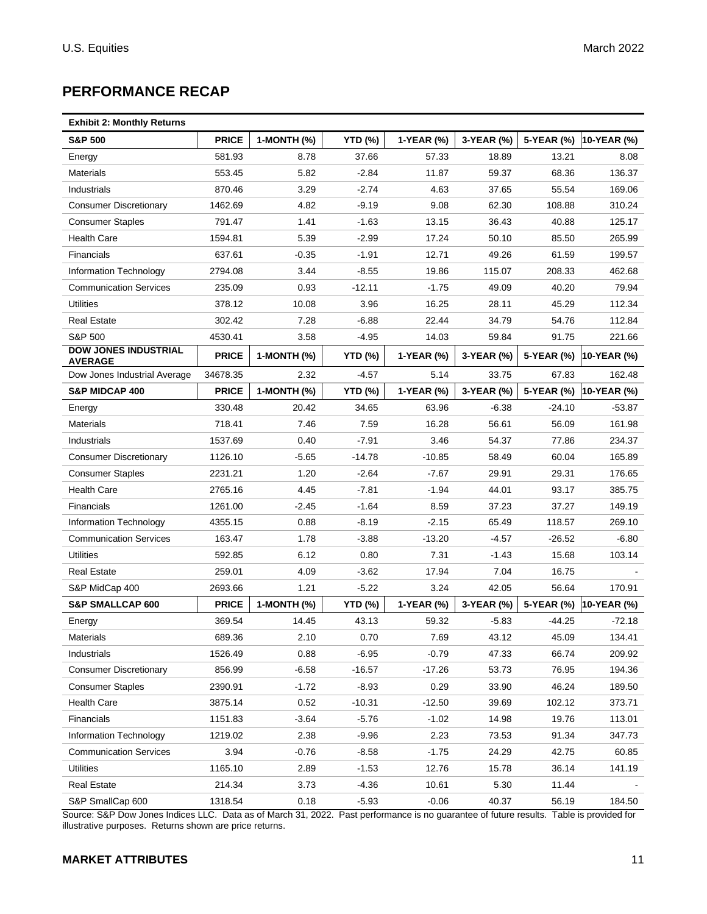## PERFORMANCE RECAP

**Exhibit 2: Monthly Returns**

| S&P 500 | PRICE | 1-MONTH (%) | YTD (%) | 1-YEAR (%) | 3-YEAR (%) | 5-YEAR (%) | 10-YEAR (%) |
|---|---|---|---|---|---|---|---|
| Energy | 581.93 | 8.78 | 37.66 | 57.33 | 18.89 | 13.21 | 8.08 |
| Materials | 553.45 | 5.82 | -2.84 | 11.87 | 59.37 | 68.36 | 136.37 |
| Industrials | 870.46 | 3.29 | -2.74 | 4.63 | 37.65 | 55.54 | 169.06 |
| Consumer Discretionary | 1462.69 | 4.82 | -9.19 | 9.08 | 62.30 | 108.88 | 310.24 |
| Consumer Staples | 791.47 | 1.41 | -1.63 | 13.15 | 36.43 | 40.88 | 125.17 |
| Health Care | 1594.81 | 5.39 | -2.99 | 17.24 | 50.10 | 85.50 | 265.99 |
| Financials | 637.61 | -0.35 | -1.91 | 12.71 | 49.26 | 61.59 | 199.57 |
| Information Technology | 2794.08 | 3.44 | -8.55 | 19.86 | 115.07 | 208.33 | 462.68 |
| Communication Services | 235.09 | 0.93 | -12.11 | -1.75 | 49.09 | 40.20 | 79.94 |
| Utilities | 378.12 | 10.08 | 3.96 | 16.25 | 28.11 | 45.29 | 112.34 |
| Real Estate | 302.42 | 7.28 | -6.88 | 22.44 | 34.79 | 54.76 | 112.84 |
| S&P 500 | 4530.41 | 3.58 | -4.95 | 14.03 | 59.84 | 91.75 | 221.66 |
| **DOW JONES INDUSTRIAL AVERAGE** | **PRICE** | **1-MONTH (%)** | **YTD (%)** | **1-YEAR (%)** | **3-YEAR (%)** | **5-YEAR (%)** | **10-YEAR (%)** |
| Dow Jones Industrial Average | 34678.35 | 2.32 | -4.57 | 5.14 | 33.75 | 67.83 | 162.48 |
| **S&P MIDCAP 400** | **PRICE** | **1-MONTH (%)** | **YTD (%)** | **1-YEAR (%)** | **3-YEAR (%)** | **5-YEAR (%)** | **10-YEAR (%)** |
| Energy | 330.48 | 20.42 | 34.65 | 63.96 | -6.38 | -24.10 | -53.87 |
| Materials | 718.41 | 7.46 | 7.59 | 16.28 | 56.61 | 56.09 | 161.98 |
| Industrials | 1537.69 | 0.40 | -7.91 | 3.46 | 54.37 | 77.86 | 234.37 |
| Consumer Discretionary | 1126.10 | -5.65 | -14.78 | -10.85 | 58.49 | 60.04 | 165.89 |
| Consumer Staples | 2231.21 | 1.20 | -2.64 | -7.67 | 29.91 | 29.31 | 176.65 |
| Health Care | 2765.16 | 4.45 | -7.81 | -1.94 | 44.01 | 93.17 | 385.75 |
| Financials | 1261.00 | -2.45 | -1.64 | 8.59 | 37.23 | 37.27 | 149.19 |
| Information Technology | 4355.15 | 0.88 | -8.19 | -2.15 | 65.49 | 118.57 | 269.10 |
| Communication Services | 163.47 | 1.78 | -3.88 | -13.20 | -4.57 | -26.52 | -6.80 |
| Utilities | 592.85 | 6.12 | 0.80 | 7.31 | -1.43 | 15.68 | 103.14 |
| Real Estate | 259.01 | 4.09 | -3.62 | 17.94 | 7.04 | 16.75 | - |
| S&P MidCap 400 | 2693.66 | 1.21 | -5.22 | 3.24 | 42.05 | 56.64 | 170.91 |
| **S&P SMALLCAP 600** | **PRICE** | **1-MONTH (%)** | **YTD (%)** | **1-YEAR (%)** | **3-YEAR (%)** | **5-YEAR (%)** | **10-YEAR (%)** |
| Energy | 369.54 | 14.45 | 43.13 | 59.32 | -5.83 | -44.25 | -72.18 |
| Materials | 689.36 | 2.10 | 0.70 | 7.69 | 43.12 | 45.09 | 134.41 |
| Industrials | 1526.49 | 0.88 | -6.95 | -0.79 | 47.33 | 66.74 | 209.92 |
| Consumer Discretionary | 856.99 | -6.58 | -16.57 | -17.26 | 53.73 | 76.95 | 194.36 |
| Consumer Staples | 2390.91 | -1.72 | -8.93 | 0.29 | 33.90 | 46.24 | 189.50 |
| Health Care | 3875.14 | 0.52 | -10.31 | -12.50 | 39.69 | 102.12 | 373.71 |
| Financials | 1151.83 | -3.64 | -5.76 | -1.02 | 14.98 | 19.76 | 113.01 |
| Information Technology | 1219.02 | 2.38 | -9.96 | 2.23 | 73.53 | 91.34 | 347.73 |
| Communication Services | 3.94 | -0.76 | -8.58 | -1.75 | 24.29 | 42.75 | 60.85 |
| Utilities | 1165.10 | 2.89 | -1.53 | 12.76 | 15.78 | 36.14 | 141.19 |
| Real Estate | 214.34 | 3.73 | -4.36 | 10.61 | 5.30 | 11.44 | - |
| S&P SmallCap 600 | 1318.54 | 0.18 | -5.93 | -0.06 | 40.37 | 56.19 | 184.50 |

Source: S&P Dow Jones Indices LLC. Data as of March 31, 2022. Past performance is no guarantee of future results. Table is provided for illustrative purposes. Returns shown are price returns.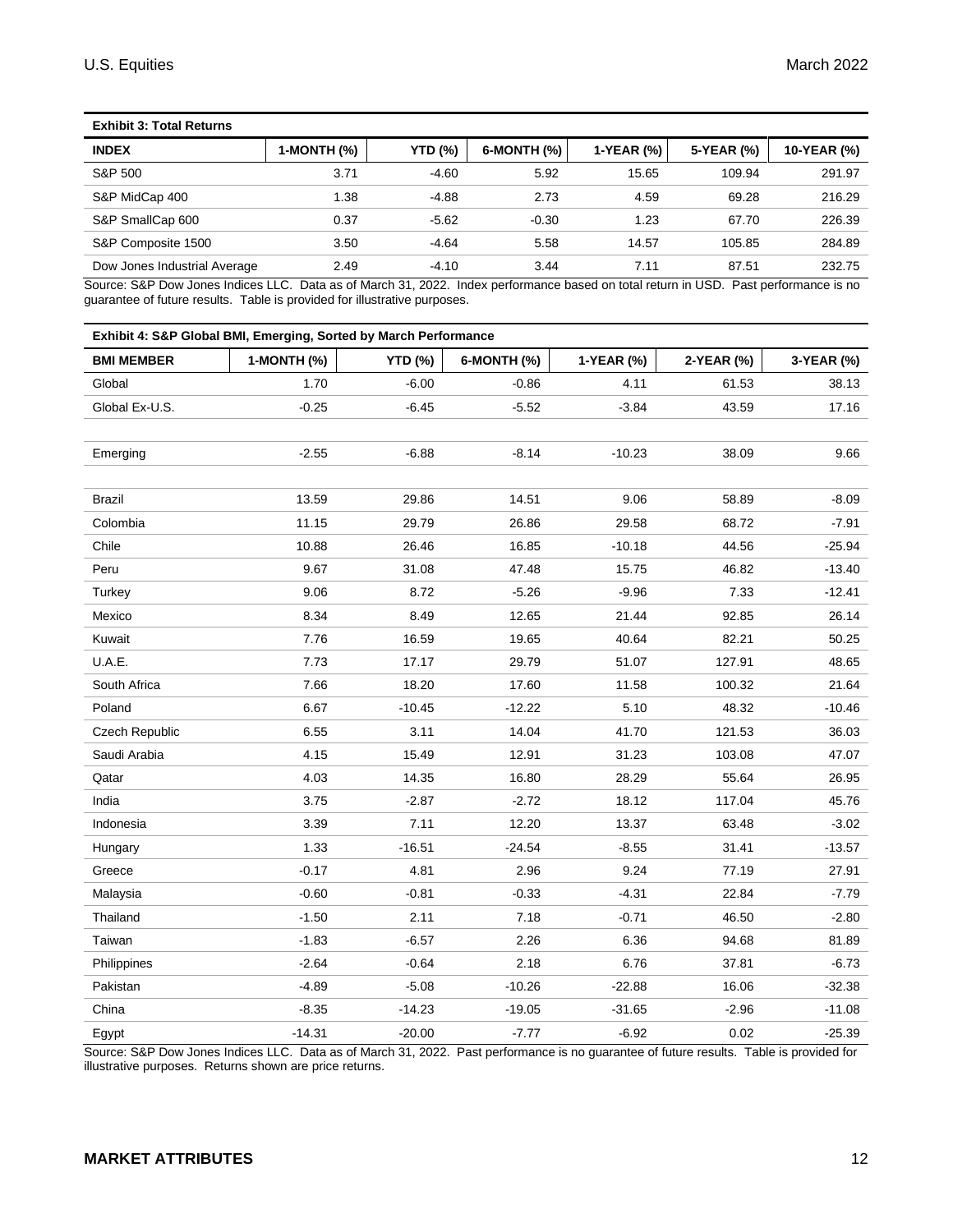**Exhibit 3: Total Returns**

| INDEX | 1-MONTH (%) | YTD (%) | 6-MONTH (%) | 1-YEAR (%) | 5-YEAR (%) | 10-YEAR (%) |
|---|---|---|---|---|---|---|
| S&P 500 | 3.71 | -4.60 | 5.92 | 15.65 | 109.94 | 291.97 |
| S&P MidCap 400 | 1.38 | -4.88 | 2.73 | 4.59 | 69.28 | 216.29 |
| S&P SmallCap 600 | 0.37 | -5.62 | -0.30 | 1.23 | 67.70 | 226.39 |
| S&P Composite 1500 | 3.50 | -4.64 | 5.58 | 14.57 | 105.85 | 284.89 |
| Dow Jones Industrial Average | 2.49 | -4.10 | 3.44 | 7.11 | 87.51 | 232.75 |

Source: S&P Dow Jones Indices LLC. Data as of March 31, 2022. Index performance based on total return in USD. Past performance is no guarantee of future results. Table is provided for illustrative purposes.

**Exhibit 4: S&P Global BMI, Emerging, Sorted by March Performance**

| BMI MEMBER | 1-MONTH (%) | YTD (%) | 6-MONTH (%) | 1-YEAR (%) | 2-YEAR (%) | 3-YEAR (%) |
|---|---|---|---|---|---|---|
| Global | 1.70 | -6.00 | -0.86 | 4.11 | 61.53 | 38.13 |
| Global Ex-U.S. | -0.25 | -6.45 | -5.52 | -3.84 | 43.59 | 17.16 |
| | | | | | | |
| Emerging | -2.55 | -6.88 | -8.14 | -10.23 | 38.09 | 9.66 |
| | | | | | | |
| Brazil | 13.59 | 29.86 | 14.51 | 9.06 | 58.89 | -8.09 |
| Colombia | 11.15 | 29.79 | 26.86 | 29.58 | 68.72 | -7.91 |
| Chile | 10.88 | 26.46 | 16.85 | -10.18 | 44.56 | -25.94 |
| Peru | 9.67 | 31.08 | 47.48 | 15.75 | 46.82 | -13.40 |
| Turkey | 9.06 | 8.72 | -5.26 | -9.96 | 7.33 | -12.41 |
| Mexico | 8.34 | 8.49 | 12.65 | 21.44 | 92.85 | 26.14 |
| Kuwait | 7.76 | 16.59 | 19.65 | 40.64 | 82.21 | 50.25 |
| U.A.E. | 7.73 | 17.17 | 29.79 | 51.07 | 127.91 | 48.65 |
| South Africa | 7.66 | 18.20 | 17.60 | 11.58 | 100.32 | 21.64 |
| Poland | 6.67 | -10.45 | -12.22 | 5.10 | 48.32 | -10.46 |
| Czech Republic | 6.55 | 3.11 | 14.04 | 41.70 | 121.53 | 36.03 |
| Saudi Arabia | 4.15 | 15.49 | 12.91 | 31.23 | 103.08 | 47.07 |
| Qatar | 4.03 | 14.35 | 16.80 | 28.29 | 55.64 | 26.95 |
| India | 3.75 | -2.87 | -2.72 | 18.12 | 117.04 | 45.76 |
| Indonesia | 3.39 | 7.11 | 12.20 | 13.37 | 63.48 | -3.02 |
| Hungary | 1.33 | -16.51 | -24.54 | -8.55 | 31.41 | -13.57 |
| Greece | -0.17 | 4.81 | 2.96 | 9.24 | 77.19 | 27.91 |
| Malaysia | -0.60 | -0.81 | -0.33 | -4.31 | 22.84 | -7.79 |
| Thailand | -1.50 | 2.11 | 7.18 | -0.71 | 46.50 | -2.80 |
| Taiwan | -1.83 | -6.57 | 2.26 | 6.36 | 94.68 | 81.89 |
| Philippines | -2.64 | -0.64 | 2.18 | 6.76 | 37.81 | -6.73 |
| Pakistan | -4.89 | -5.08 | -10.26 | -22.88 | 16.06 | -32.38 |
| China | -8.35 | -14.23 | -19.05 | -31.65 | -2.96 | -11.08 |
| Egypt | -14.31 | -20.00 | -7.77 | -6.92 | 0.02 | -25.39 |

Source: S&P Dow Jones Indices LLC. Data as of March 31, 2022. Past performance is no guarantee of future results. Table is provided for illustrative purposes. Returns shown are price returns.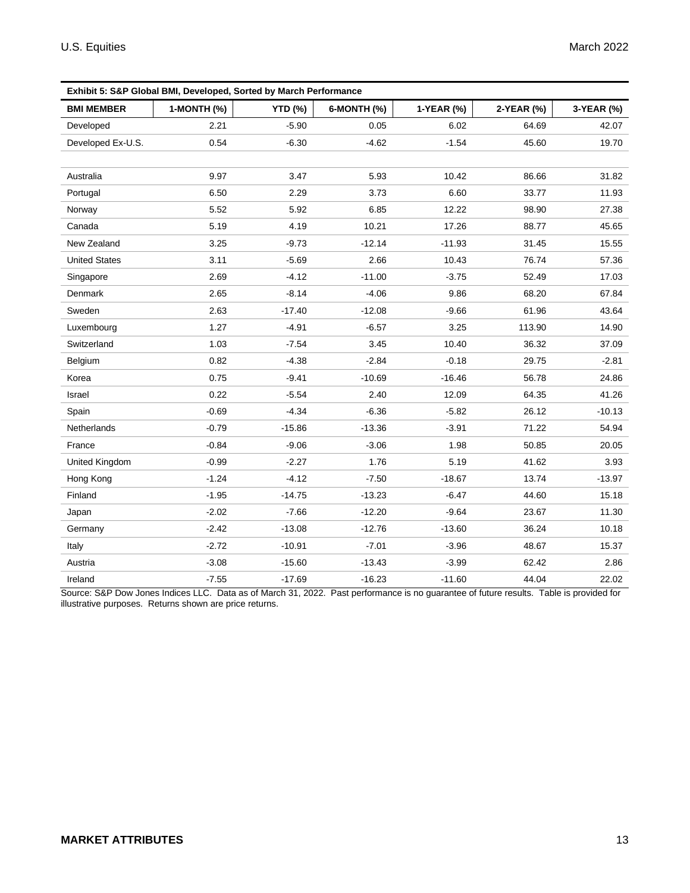**Exhibit 5: S&P Global BMI, Developed, Sorted by March Performance**

| BMI MEMBER | 1-MONTH (%) | YTD (%) | 6-MONTH (%) | 1-YEAR (%) | 2-YEAR (%) | 3-YEAR (%) |
|---|---|---|---|---|---|---|
| Developed | 2.21 | -5.90 | 0.05 | 6.02 | 64.69 | 42.07 |
| Developed Ex-U.S. | 0.54 | -6.30 | -4.62 | -1.54 | 45.60 | 19.70 |
| | | | | | | |
| Australia | 9.97 | 3.47 | 5.93 | 10.42 | 86.66 | 31.82 |
| Portugal | 6.50 | 2.29 | 3.73 | 6.60 | 33.77 | 11.93 |
| Norway | 5.52 | 5.92 | 6.85 | 12.22 | 98.90 | 27.38 |
| Canada | 5.19 | 4.19 | 10.21 | 17.26 | 88.77 | 45.65 |
| New Zealand | 3.25 | -9.73 | -12.14 | -11.93 | 31.45 | 15.55 |
| United States | 3.11 | -5.69 | 2.66 | 10.43 | 76.74 | 57.36 |
| Singapore | 2.69 | -4.12 | -11.00 | -3.75 | 52.49 | 17.03 |
| Denmark | 2.65 | -8.14 | -4.06 | 9.86 | 68.20 | 67.84 |
| Sweden | 2.63 | -17.40 | -12.08 | -9.66 | 61.96 | 43.64 |
| Luxembourg | 1.27 | -4.91 | -6.57 | 3.25 | 113.90 | 14.90 |
| Switzerland | 1.03 | -7.54 | 3.45 | 10.40 | 36.32 | 37.09 |
| Belgium | 0.82 | -4.38 | -2.84 | -0.18 | 29.75 | -2.81 |
| Korea | 0.75 | -9.41 | -10.69 | -16.46 | 56.78 | 24.86 |
| Israel | 0.22 | -5.54 | 2.40 | 12.09 | 64.35 | 41.26 |
| Spain | -0.69 | -4.34 | -6.36 | -5.82 | 26.12 | -10.13 |
| Netherlands | -0.79 | -15.86 | -13.36 | -3.91 | 71.22 | 54.94 |
| France | -0.84 | -9.06 | -3.06 | 1.98 | 50.85 | 20.05 |
| United Kingdom | -0.99 | -2.27 | 1.76 | 5.19 | 41.62 | 3.93 |
| Hong Kong | -1.24 | -4.12 | -7.50 | -18.67 | 13.74 | -13.97 |
| Finland | -1.95 | -14.75 | -13.23 | -6.47 | 44.60 | 15.18 |
| Japan | -2.02 | -7.66 | -12.20 | -9.64 | 23.67 | 11.30 |
| Germany | -2.42 | -13.08 | -12.76 | -13.60 | 36.24 | 10.18 |
| Italy | -2.72 | -10.91 | -7.01 | -3.96 | 48.67 | 15.37 |
| Austria | -3.08 | -15.60 | -13.43 | -3.99 | 62.42 | 2.86 |
| Ireland | -7.55 | -17.69 | -16.23 | -11.60 | 44.04 | 22.02 |

Source: S&P Dow Jones Indices LLC. Data as of March 31, 2022. Past performance is no guarantee of future results. Table is provided for illustrative purposes. Returns shown are price returns.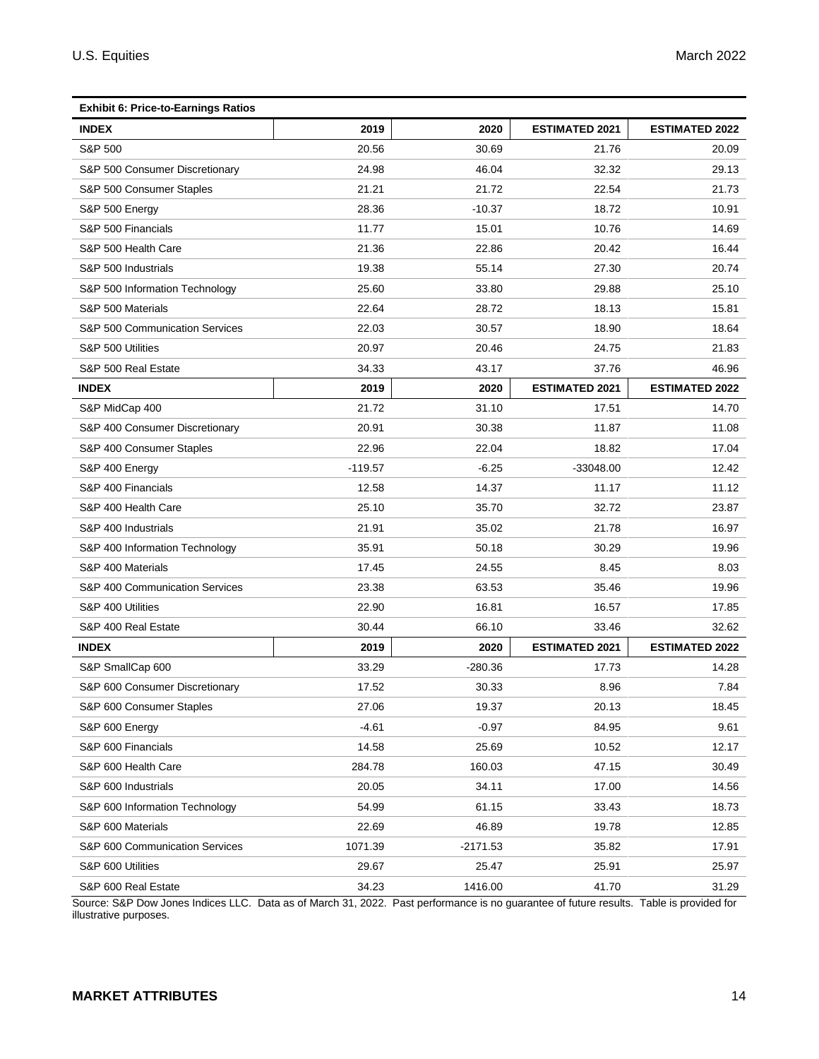**Exhibit 6: Price-to-Earnings Ratios**

| INDEX | 2019 | 2020 | ESTIMATED 2021 | ESTIMATED 2022 |
|---|---|---|---|---|
| S&P 500 | 20.56 | 30.69 | 21.76 | 20.09 |
| S&P 500 Consumer Discretionary | 24.98 | 46.04 | 32.32 | 29.13 |
| S&P 500 Consumer Staples | 21.21 | 21.72 | 22.54 | 21.73 |
| S&P 500 Energy | 28.36 | -10.37 | 18.72 | 10.91 |
| S&P 500 Financials | 11.77 | 15.01 | 10.76 | 14.69 |
| S&P 500 Health Care | 21.36 | 22.86 | 20.42 | 16.44 |
| S&P 500 Industrials | 19.38 | 55.14 | 27.30 | 20.74 |
| S&P 500 Information Technology | 25.60 | 33.80 | 29.88 | 25.10 |
| S&P 500 Materials | 22.64 | 28.72 | 18.13 | 15.81 |
| S&P 500 Communication Services | 22.03 | 30.57 | 18.90 | 18.64 |
| S&P 500 Utilities | 20.97 | 20.46 | 24.75 | 21.83 |
| S&P 500 Real Estate | 34.33 | 43.17 | 37.76 | 46.96 |
| **INDEX** | **2019** | **2020** | **ESTIMATED 2021** | **ESTIMATED 2022** |
| S&P MidCap 400 | 21.72 | 31.10 | 17.51 | 14.70 |
| S&P 400 Consumer Discretionary | 20.91 | 30.38 | 11.87 | 11.08 |
| S&P 400 Consumer Staples | 22.96 | 22.04 | 18.82 | 17.04 |
| S&P 400 Energy | -119.57 | -6.25 | -33048.00 | 12.42 |
| S&P 400 Financials | 12.58 | 14.37 | 11.17 | 11.12 |
| S&P 400 Health Care | 25.10 | 35.70 | 32.72 | 23.87 |
| S&P 400 Industrials | 21.91 | 35.02 | 21.78 | 16.97 |
| S&P 400 Information Technology | 35.91 | 50.18 | 30.29 | 19.96 |
| S&P 400 Materials | 17.45 | 24.55 | 8.45 | 8.03 |
| S&P 400 Communication Services | 23.38 | 63.53 | 35.46 | 19.96 |
| S&P 400 Utilities | 22.90 | 16.81 | 16.57 | 17.85 |
| S&P 400 Real Estate | 30.44 | 66.10 | 33.46 | 32.62 |
| **INDEX** | **2019** | **2020** | **ESTIMATED 2021** | **ESTIMATED 2022** |
| S&P SmallCap 600 | 33.29 | -280.36 | 17.73 | 14.28 |
| S&P 600 Consumer Discretionary | 17.52 | 30.33 | 8.96 | 7.84 |
| S&P 600 Consumer Staples | 27.06 | 19.37 | 20.13 | 18.45 |
| S&P 600 Energy | -4.61 | -0.97 | 84.95 | 9.61 |
| S&P 600 Financials | 14.58 | 25.69 | 10.52 | 12.17 |
| S&P 600 Health Care | 284.78 | 160.03 | 47.15 | 30.49 |
| S&P 600 Industrials | 20.05 | 34.11 | 17.00 | 14.56 |
| S&P 600 Information Technology | 54.99 | 61.15 | 33.43 | 18.73 |
| S&P 600 Materials | 22.69 | 46.89 | 19.78 | 12.85 |
| S&P 600 Communication Services | 1071.39 | -2171.53 | 35.82 | 17.91 |
| S&P 600 Utilities | 29.67 | 25.47 | 25.91 | 25.97 |
| S&P 600 Real Estate | 34.23 | 1416.00 | 41.70 | 31.29 |

Source: S&P Dow Jones Indices LLC. Data as of March 31, 2022. Past performance is no guarantee of future results. Table is provided for illustrative purposes.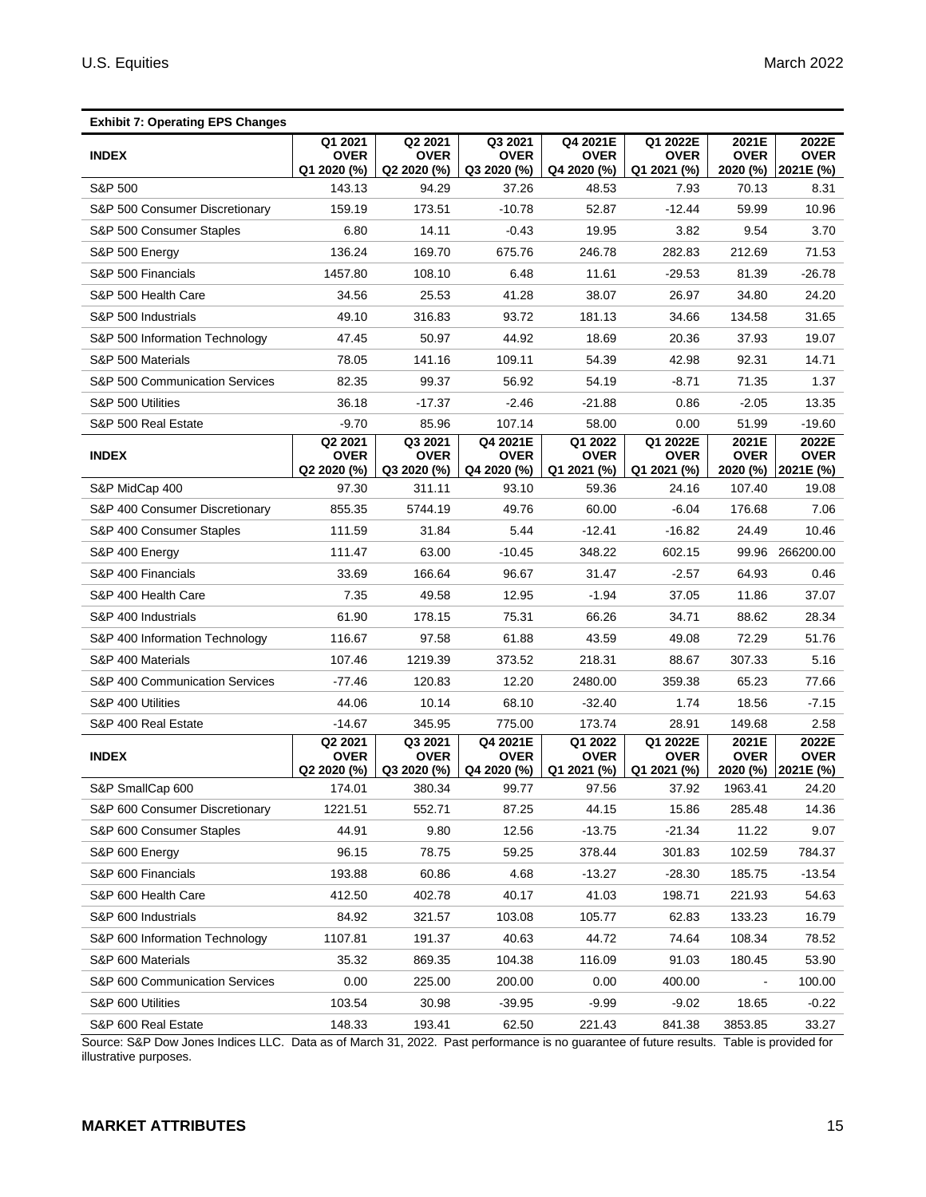**Exhibit 7: Operating EPS Changes**

| INDEX | Q1 2021 OVER Q1 2020 (%) | Q2 2021 OVER Q2 2020 (%) | Q3 2021 OVER Q3 2020 (%) | Q4 2021E OVER Q4 2020 (%) | Q1 2022E OVER Q1 2021 (%) | 2021E OVER 2020 (%) | 2022E OVER 2021E (%) |
|---|---|---|---|---|---|---|---|
| S&P 500 | 143.13 | 94.29 | 37.26 | 48.53 | 7.93 | 70.13 | 8.31 |
| S&P 500 Consumer Discretionary | 159.19 | 173.51 | -10.78 | 52.87 | -12.44 | 59.99 | 10.96 |
| S&P 500 Consumer Staples | 6.80 | 14.11 | -0.43 | 19.95 | 3.82 | 9.54 | 3.70 |
| S&P 500 Energy | 136.24 | 169.70 | 675.76 | 246.78 | 282.83 | 212.69 | 71.53 |
| S&P 500 Financials | 1457.80 | 108.10 | 6.48 | 11.61 | -29.53 | 81.39 | -26.78 |
| S&P 500 Health Care | 34.56 | 25.53 | 41.28 | 38.07 | 26.97 | 34.80 | 24.20 |
| S&P 500 Industrials | 49.10 | 316.83 | 93.72 | 181.13 | 34.66 | 134.58 | 31.65 |
| S&P 500 Information Technology | 47.45 | 50.97 | 44.92 | 18.69 | 20.36 | 37.93 | 19.07 |
| S&P 500 Materials | 78.05 | 141.16 | 109.11 | 54.39 | 42.98 | 92.31 | 14.71 |
| S&P 500 Communication Services | 82.35 | 99.37 | 56.92 | 54.19 | -8.71 | 71.35 | 1.37 |
| S&P 500 Utilities | 36.18 | -17.37 | -2.46 | -21.88 | 0.86 | -2.05 | 13.35 |
| S&P 500 Real Estate | -9.70 | 85.96 | 107.14 | 58.00 | 0.00 | 51.99 | -19.60 |
| **INDEX** | **Q2 2021 OVER Q2 2020 (%)** | **Q3 2021 OVER Q3 2020 (%)** | **Q4 2021E OVER Q4 2020 (%)** | **Q1 2022 OVER Q1 2021 (%)** | **Q1 2022E OVER Q1 2021 (%)** | **2021E OVER 2020 (%)** | **2022E OVER 2021E (%)** |
| S&P MidCap 400 | 97.30 | 311.11 | 93.10 | 59.36 | 24.16 | 107.40 | 19.08 |
| S&P 400 Consumer Discretionary | 855.35 | 5744.19 | 49.76 | 60.00 | -6.04 | 176.68 | 7.06 |
| S&P 400 Consumer Staples | 111.59 | 31.84 | 5.44 | -12.41 | -16.82 | 24.49 | 10.46 |
| S&P 400 Energy | 111.47 | 63.00 | -10.45 | 348.22 | 602.15 | 99.96 | 266200.00 |
| S&P 400 Financials | 33.69 | 166.64 | 96.67 | 31.47 | -2.57 | 64.93 | 0.46 |
| S&P 400 Health Care | 7.35 | 49.58 | 12.95 | -1.94 | 37.05 | 11.86 | 37.07 |
| S&P 400 Industrials | 61.90 | 178.15 | 75.31 | 66.26 | 34.71 | 88.62 | 28.34 |
| S&P 400 Information Technology | 116.67 | 97.58 | 61.88 | 43.59 | 49.08 | 72.29 | 51.76 |
| S&P 400 Materials | 107.46 | 1219.39 | 373.52 | 218.31 | 88.67 | 307.33 | 5.16 |
| S&P 400 Communication Services | -77.46 | 120.83 | 12.20 | 2480.00 | 359.38 | 65.23 | 77.66 |
| S&P 400 Utilities | 44.06 | 10.14 | 68.10 | -32.40 | 1.74 | 18.56 | -7.15 |
| S&P 400 Real Estate | -14.67 | 345.95 | 775.00 | 173.74 | 28.91 | 149.68 | 2.58 |
| **INDEX** | **Q2 2021 OVER Q2 2020 (%)** | **Q3 2021 OVER Q3 2020 (%)** | **Q4 2021E OVER Q4 2020 (%)** | **Q1 2022 OVER Q1 2021 (%)** | **Q1 2022E OVER Q1 2021 (%)** | **2021E OVER 2020 (%)** | **2022E OVER 2021E (%)** |
| S&P SmallCap 600 | 174.01 | 380.34 | 99.77 | 97.56 | 37.92 | 1963.41 | 24.20 |
| S&P 600 Consumer Discretionary | 1221.51 | 552.71 | 87.25 | 44.15 | 15.86 | 285.48 | 14.36 |
| S&P 600 Consumer Staples | 44.91 | 9.80 | 12.56 | -13.75 | -21.34 | 11.22 | 9.07 |
| S&P 600 Energy | 96.15 | 78.75 | 59.25 | 378.44 | 301.83 | 102.59 | 784.37 |
| S&P 600 Financials | 193.88 | 60.86 | 4.68 | -13.27 | -28.30 | 185.75 | -13.54 |
| S&P 600 Health Care | 412.50 | 402.78 | 40.17 | 41.03 | 198.71 | 221.93 | 54.63 |
| S&P 600 Industrials | 84.92 | 321.57 | 103.08 | 105.77 | 62.83 | 133.23 | 16.79 |
| S&P 600 Information Technology | 1107.81 | 191.37 | 40.63 | 44.72 | 74.64 | 108.34 | 78.52 |
| S&P 600 Materials | 35.32 | 869.35 | 104.38 | 116.09 | 91.03 | 180.45 | 53.90 |
| S&P 600 Communication Services | 0.00 | 225.00 | 200.00 | 0.00 | 400.00 | - | 100.00 |
| S&P 600 Utilities | 103.54 | 30.98 | -39.95 | -9.99 | -9.02 | 18.65 | -0.22 |
| S&P 600 Real Estate | 148.33 | 193.41 | 62.50 | 221.43 | 841.38 | 3853.85 | 33.27 |

Source: S&P Dow Jones Indices LLC. Data as of March 31, 2022. Past performance is no guarantee of future results. Table is provided for illustrative purposes.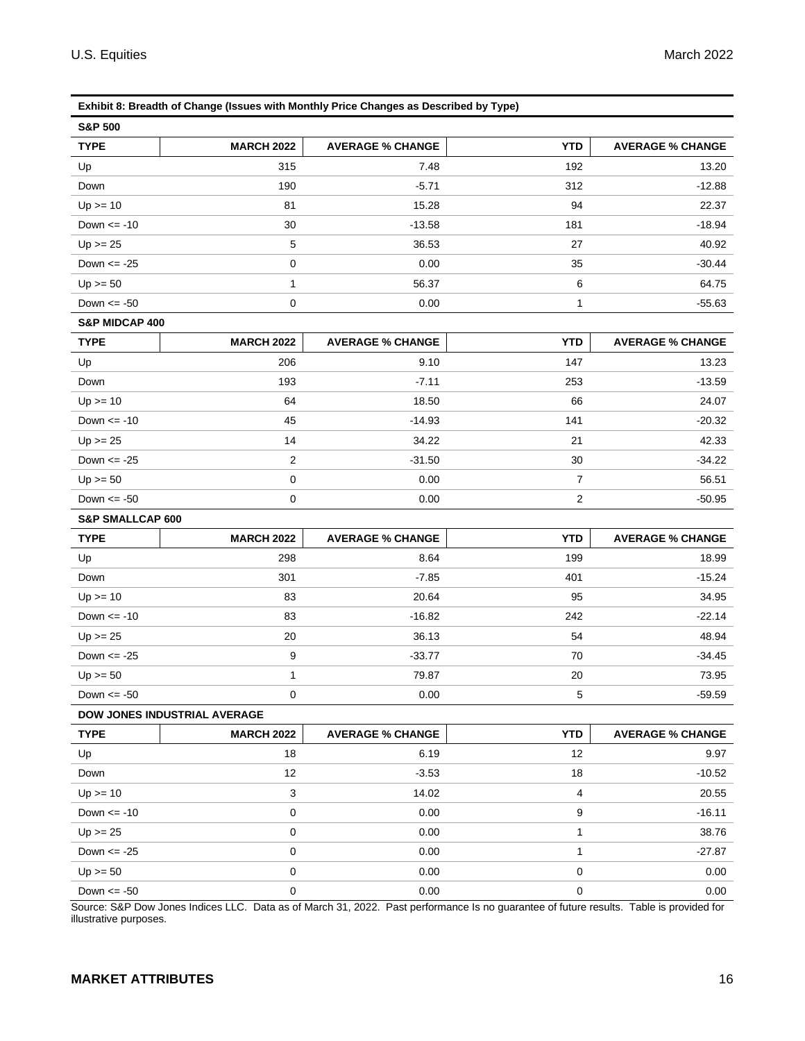**Exhibit 8: Breadth of Change (Issues with Monthly Price Changes as Described by Type)**

**S&P 500**

| TYPE | MARCH 2022 | AVERAGE % CHANGE | YTD | AVERAGE % CHANGE |
|---|---|---|---|---|
| Up | 315 | 7.48 | 192 | 13.20 |
| Down | 190 | -5.71 | 312 | -12.88 |
| Up >= 10 | 81 | 15.28 | 94 | 22.37 |
| Down <= -10 | 30 | -13.58 | 181 | -18.94 |
| Up >= 25 | 5 | 36.53 | 27 | 40.92 |
| Down <= -25 | 0 | 0.00 | 35 | -30.44 |
| Up >= 50 | 1 | 56.37 | 6 | 64.75 |
| Down <= -50 | 0 | 0.00 | 1 | -55.63 |

**S&P MIDCAP 400**

| TYPE | MARCH 2022 | AVERAGE % CHANGE | YTD | AVERAGE % CHANGE |
|---|---|---|---|---|
| Up | 206 | 9.10 | 147 | 13.23 |
| Down | 193 | -7.11 | 253 | -13.59 |
| Up >= 10 | 64 | 18.50 | 66 | 24.07 |
| Down <= -10 | 45 | -14.93 | 141 | -20.32 |
| Up >= 25 | 14 | 34.22 | 21 | 42.33 |
| Down <= -25 | 2 | -31.50 | 30 | -34.22 |
| Up >= 50 | 0 | 0.00 | 7 | 56.51 |
| Down <= -50 | 0 | 0.00 | 2 | -50.95 |

**S&P SMALLCAP 600**

| TYPE | MARCH 2022 | AVERAGE % CHANGE | YTD | AVERAGE % CHANGE |
|---|---|---|---|---|
| Up | 298 | 8.64 | 199 | 18.99 |
| Down | 301 | -7.85 | 401 | -15.24 |
| Up >= 10 | 83 | 20.64 | 95 | 34.95 |
| Down <= -10 | 83 | -16.82 | 242 | -22.14 |
| Up >= 25 | 20 | 36.13 | 54 | 48.94 |
| Down <= -25 | 9 | -33.77 | 70 | -34.45 |
| Up >= 50 | 1 | 79.87 | 20 | 73.95 |
| Down <= -50 | 0 | 0.00 | 5 | -59.59 |

**DOW JONES INDUSTRIAL AVERAGE**

| TYPE | MARCH 2022 | AVERAGE % CHANGE | YTD | AVERAGE % CHANGE |
|---|---|---|---|---|
| Up | 18 | 6.19 | 12 | 9.97 |
| Down | 12 | -3.53 | 18 | -10.52 |
| Up >= 10 | 3 | 14.02 | 4 | 20.55 |
| Down <= -10 | 0 | 0.00 | 9 | -16.11 |
| Up >= 25 | 0 | 0.00 | 1 | 38.76 |
| Down <= -25 | 0 | 0.00 | 1 | -27.87 |
| Up >= 50 | 0 | 0.00 | 0 | 0.00 |
| Down <= -50 | 0 | 0.00 | 0 | 0.00 |

Source: S&P Dow Jones Indices LLC. Data as of March 31, 2022. Past performance Is no guarantee of future results. Table is provided for illustrative purposes.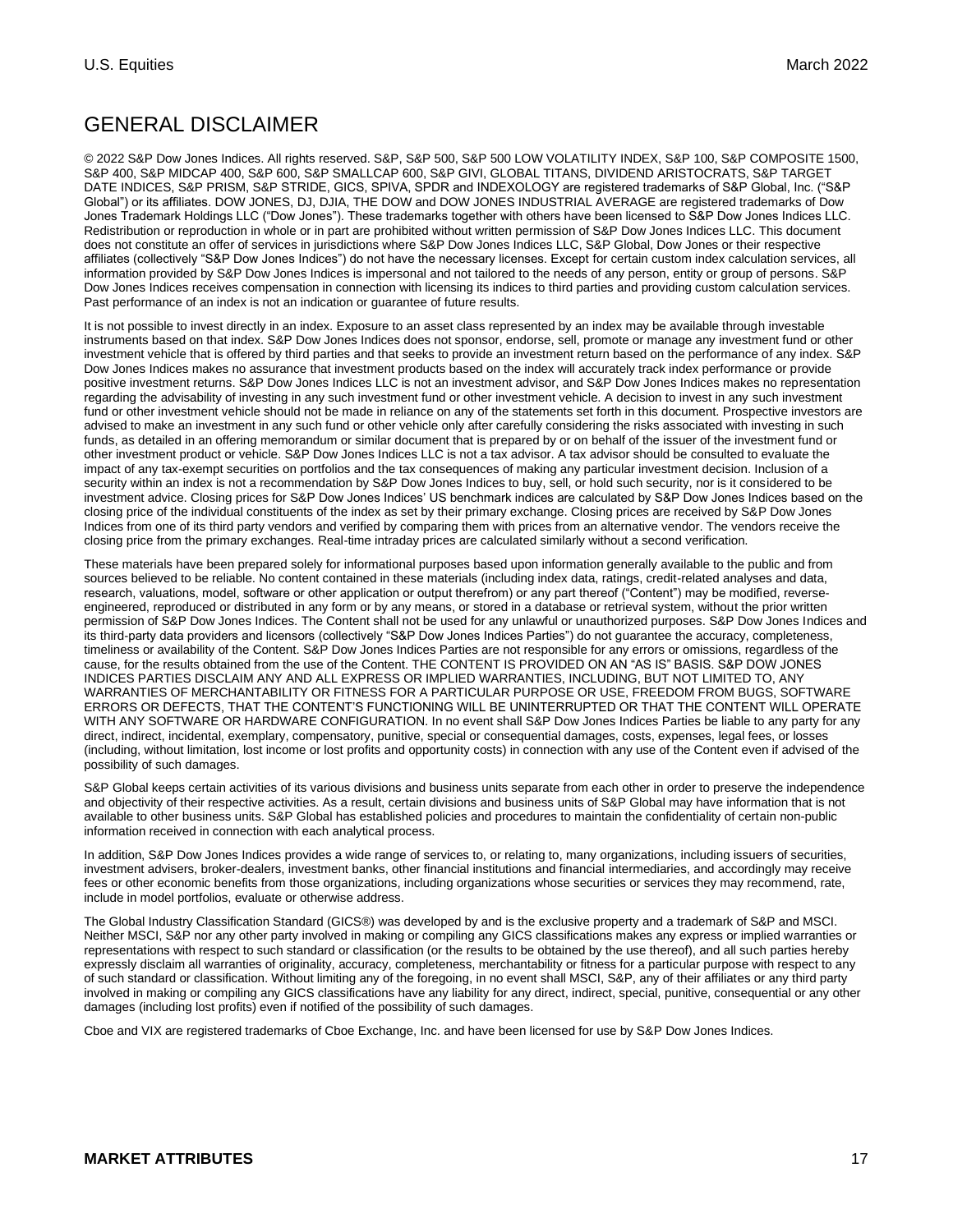# GENERAL DISCLAIMER

© 2022 S&P Dow Jones Indices. All rights reserved. S&P, S&P 500, S&P 500 LOW VOLATILITY INDEX, S&P 100, S&P COMPOSITE 1500, S&P 400, S&P MIDCAP 400, S&P 600, S&P SMALLCAP 600, S&P GIVI, GLOBAL TITANS, DIVIDEND ARISTOCRATS, S&P TARGET DATE INDICES, S&P PRISM, S&P STRIDE, GICS, SPIVA, SPDR and INDEXOLOGY are registered trademarks of S&P Global, Inc. ("S&P Global") or its affiliates. DOW JONES, DJ, DJIA, THE DOW and DOW JONES INDUSTRIAL AVERAGE are registered trademarks of Dow Jones Trademark Holdings LLC ("Dow Jones"). These trademarks together with others have been licensed to S&P Dow Jones Indices LLC. Redistribution or reproduction in whole or in part are prohibited without written permission of S&P Dow Jones Indices LLC. This document does not constitute an offer of services in jurisdictions where S&P Dow Jones Indices LLC, S&P Global, Dow Jones or their respective affiliates (collectively "S&P Dow Jones Indices") do not have the necessary licenses. Except for certain custom index calculation services, all information provided by S&P Dow Jones Indices is impersonal and not tailored to the needs of any person, entity or group of persons. S&P Dow Jones Indices receives compensation in connection with licensing its indices to third parties and providing custom calculation services. Past performance of an index is not an indication or guarantee of future results.

It is not possible to invest directly in an index. Exposure to an asset class represented by an index may be available through investable instruments based on that index. S&P Dow Jones Indices does not sponsor, endorse, sell, promote or manage any investment fund or other investment vehicle that is offered by third parties and that seeks to provide an investment return based on the performance of any index. S&P Dow Jones Indices makes no assurance that investment products based on the index will accurately track index performance or provide positive investment returns. S&P Dow Jones Indices LLC is not an investment advisor, and S&P Dow Jones Indices makes no representation regarding the advisability of investing in any such investment fund or other investment vehicle. A decision to invest in any such investment fund or other investment vehicle should not be made in reliance on any of the statements set forth in this document. Prospective investors are advised to make an investment in any such fund or other vehicle only after carefully considering the risks associated with investing in such funds, as detailed in an offering memorandum or similar document that is prepared by or on behalf of the issuer of the investment fund or other investment product or vehicle. S&P Dow Jones Indices LLC is not a tax advisor. A tax advisor should be consulted to evaluate the impact of any tax-exempt securities on portfolios and the tax consequences of making any particular investment decision. Inclusion of a security within an index is not a recommendation by S&P Dow Jones Indices to buy, sell, or hold such security, nor is it considered to be investment advice. Closing prices for S&P Dow Jones Indices' US benchmark indices are calculated by S&P Dow Jones Indices based on the closing price of the individual constituents of the index as set by their primary exchange. Closing prices are received by S&P Dow Jones Indices from one of its third party vendors and verified by comparing them with prices from an alternative vendor. The vendors receive the closing price from the primary exchanges. Real-time intraday prices are calculated similarly without a second verification.

These materials have been prepared solely for informational purposes based upon information generally available to the public and from sources believed to be reliable. No content contained in these materials (including index data, ratings, credit-related analyses and data, research, valuations, model, software or other application or output therefrom) or any part thereof ("Content") may be modified, reverse-engineered, reproduced or distributed in any form or by any means, or stored in a database or retrieval system, without the prior written permission of S&P Dow Jones Indices. The Content shall not be used for any unlawful or unauthorized purposes. S&P Dow Jones Indices and its third-party data providers and licensors (collectively "S&P Dow Jones Indices Parties") do not guarantee the accuracy, completeness, timeliness or availability of the Content. S&P Dow Jones Indices Parties are not responsible for any errors or omissions, regardless of the cause, for the results obtained from the use of the Content. THE CONTENT IS PROVIDED ON AN "AS IS" BASIS. S&P DOW JONES INDICES PARTIES DISCLAIM ANY AND ALL EXPRESS OR IMPLIED WARRANTIES, INCLUDING, BUT NOT LIMITED TO, ANY WARRANTIES OF MERCHANTABILITY OR FITNESS FOR A PARTICULAR PURPOSE OR USE, FREEDOM FROM BUGS, SOFTWARE ERRORS OR DEFECTS, THAT THE CONTENT'S FUNCTIONING WILL BE UNINTERRUPTED OR THAT THE CONTENT WILL OPERATE WITH ANY SOFTWARE OR HARDWARE CONFIGURATION. In no event shall S&P Dow Jones Indices Parties be liable to any party for any direct, indirect, incidental, exemplary, compensatory, punitive, special or consequential damages, costs, expenses, legal fees, or losses (including, without limitation, lost income or lost profits and opportunity costs) in connection with any use of the Content even if advised of the possibility of such damages.

S&P Global keeps certain activities of its various divisions and business units separate from each other in order to preserve the independence and objectivity of their respective activities. As a result, certain divisions and business units of S&P Global may have information that is not available to other business units. S&P Global has established policies and procedures to maintain the confidentiality of certain non-public information received in connection with each analytical process.

In addition, S&P Dow Jones Indices provides a wide range of services to, or relating to, many organizations, including issuers of securities, investment advisers, broker-dealers, investment banks, other financial institutions and financial intermediaries, and accordingly may receive fees or other economic benefits from those organizations, including organizations whose securities or services they may recommend, rate, include in model portfolios, evaluate or otherwise address.

The Global Industry Classification Standard (GICS®) was developed by and is the exclusive property and a trademark of S&P and MSCI. Neither MSCI, S&P nor any other party involved in making or compiling any GICS classifications makes any express or implied warranties or representations with respect to such standard or classification (or the results to be obtained by the use thereof), and all such parties hereby expressly disclaim all warranties of originality, accuracy, completeness, merchantability or fitness for a particular purpose with respect to any of such standard or classification. Without limiting any of the foregoing, in no event shall MSCI, S&P, any of their affiliates or any third party involved in making or compiling any GICS classifications have any liability for any direct, indirect, special, punitive, consequential or any other damages (including lost profits) even if notified of the possibility of such damages.

Cboe and VIX are registered trademarks of Cboe Exchange, Inc. and have been licensed for use by S&P Dow Jones Indices.